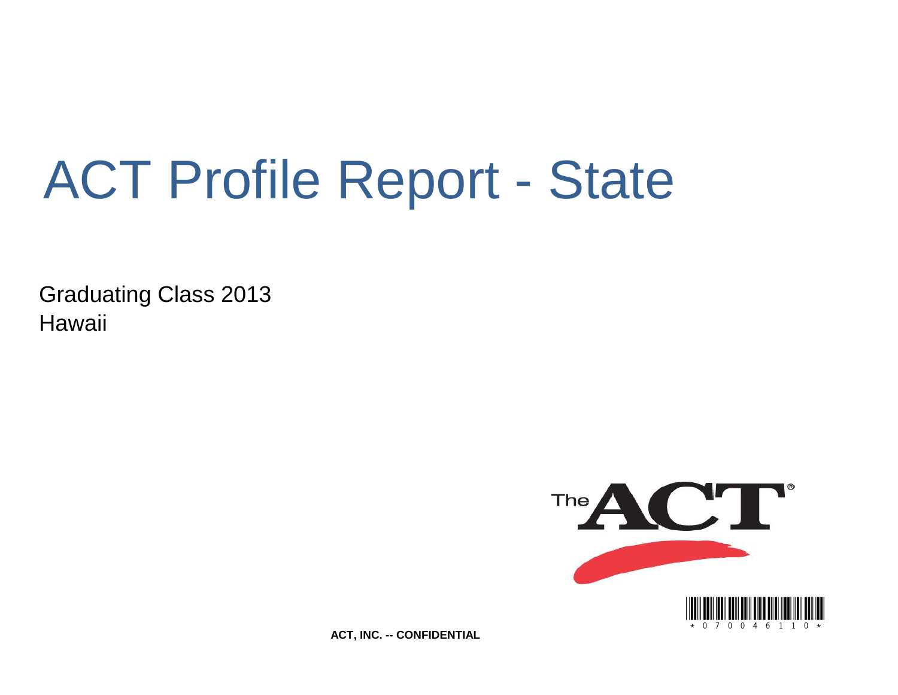# ACT Profile Report - State

Graduating Class 2013
Hawaii

ACT, INC. -- CONFIDENTIAL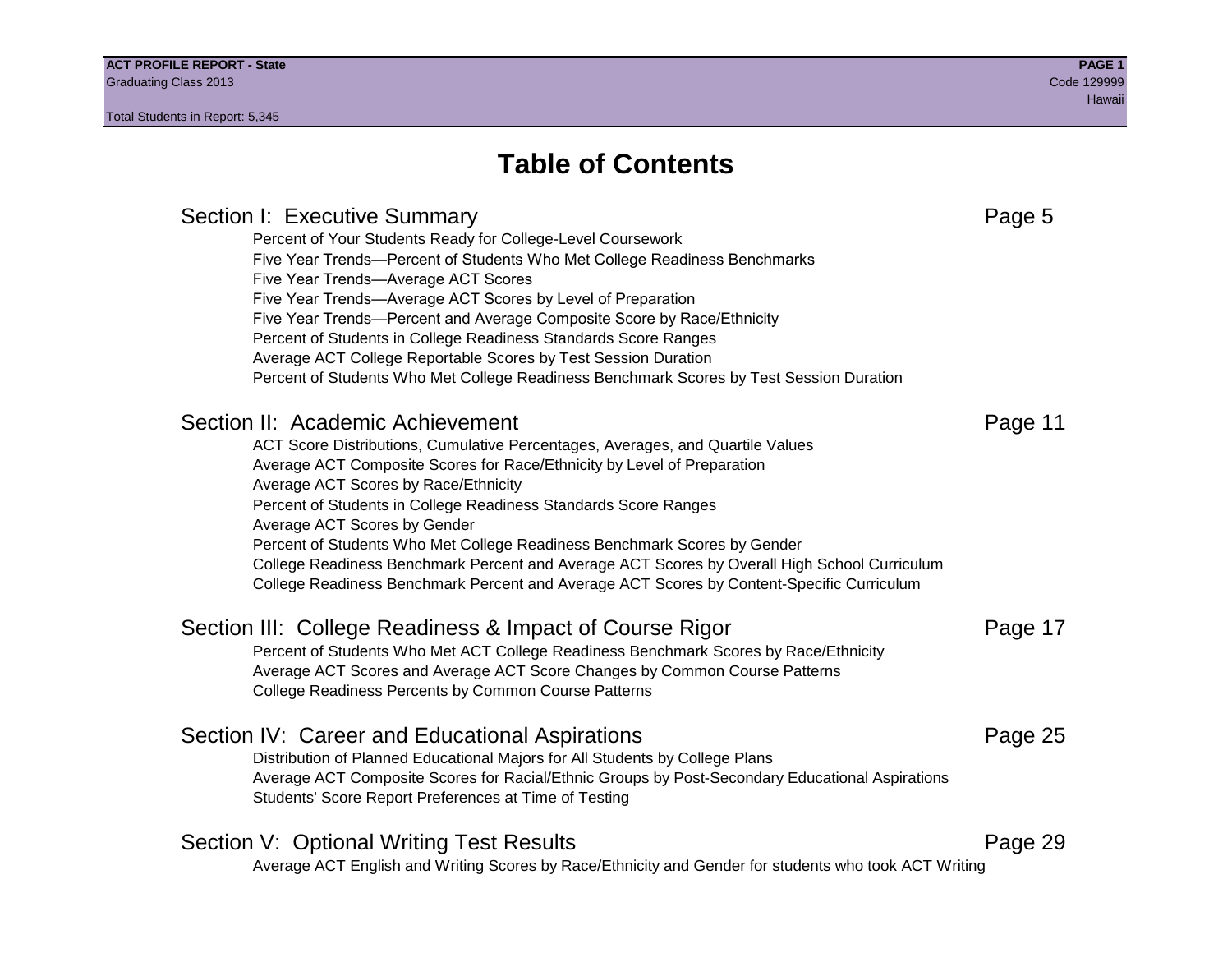# Table of Contents

## Section I: Executive Summary — Page 5

- Percent of Your Students Ready for College-Level Coursework
- Five Year Trends—Percent of Students Who Met College Readiness Benchmarks
- Five Year Trends—Average ACT Scores
- Five Year Trends—Average ACT Scores by Level of Preparation
- Five Year Trends—Percent and Average Composite Score by Race/Ethnicity
- Percent of Students in College Readiness Standards Score Ranges
- Average ACT College Reportable Scores by Test Session Duration
- Percent of Students Who Met College Readiness Benchmark Scores by Test Session Duration

## Section II: Academic Achievement — Page 11

- ACT Score Distributions, Cumulative Percentages, Averages, and Quartile Values
- Average ACT Composite Scores for Race/Ethnicity by Level of Preparation
- Average ACT Scores by Race/Ethnicity
- Percent of Students in College Readiness Standards Score Ranges
- Average ACT Scores by Gender
- Percent of Students Who Met College Readiness Benchmark Scores by Gender
- College Readiness Benchmark Percent and Average ACT Scores by Overall High School Curriculum
- College Readiness Benchmark Percent and Average ACT Scores by Content-Specific Curriculum

## Section III: College Readiness & Impact of Course Rigor — Page 17

- Percent of Students Who Met ACT College Readiness Benchmark Scores by Race/Ethnicity
- Average ACT Scores and Average ACT Score Changes by Common Course Patterns
- College Readiness Percents by Common Course Patterns

## Section IV: Career and Educational Aspirations — Page 25

- Distribution of Planned Educational Majors for All Students by College Plans
- Average ACT Composite Scores for Racial/Ethnic Groups by Post-Secondary Educational Aspirations
- Students' Score Report Preferences at Time of Testing

## Section V: Optional Writing Test Results — Page 29

- Average ACT English and Writing Scores by Race/Ethnicity and Gender for students who took ACT Writing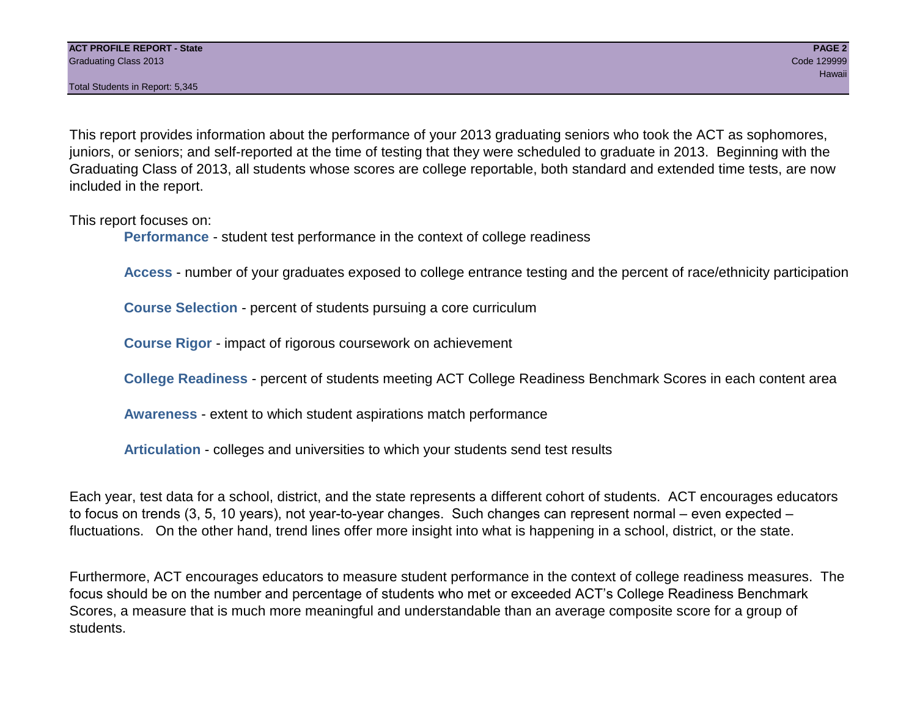This report provides information about the performance of your 2013 graduating seniors who took the ACT as sophomores, juniors, or seniors; and self-reported at the time of testing that they were scheduled to graduate in 2013. Beginning with the Graduating Class of 2013, all students whose scores are college reportable, both standard and extended time tests, are now included in the report.

This report focuses on:

- **Performance** - student test performance in the context of college readiness
- **Access** - number of your graduates exposed to college entrance testing and the percent of race/ethnicity participation
- **Course Selection** - percent of students pursuing a core curriculum
- **Course Rigor** - impact of rigorous coursework on achievement
- **College Readiness** - percent of students meeting ACT College Readiness Benchmark Scores in each content area
- **Awareness** - extent to which student aspirations match performance
- **Articulation** - colleges and universities to which your students send test results

Each year, test data for a school, district, and the state represents a different cohort of students. ACT encourages educators to focus on trends (3, 5, 10 years), not year-to-year changes. Such changes can represent normal – even expected – fluctuations. On the other hand, trend lines offer more insight into what is happening in a school, district, or the state.

Furthermore, ACT encourages educators to measure student performance in the context of college readiness measures. The focus should be on the number and percentage of students who met or exceeded ACT's College Readiness Benchmark Scores, a measure that is much more meaningful and understandable than an average composite score for a group of students.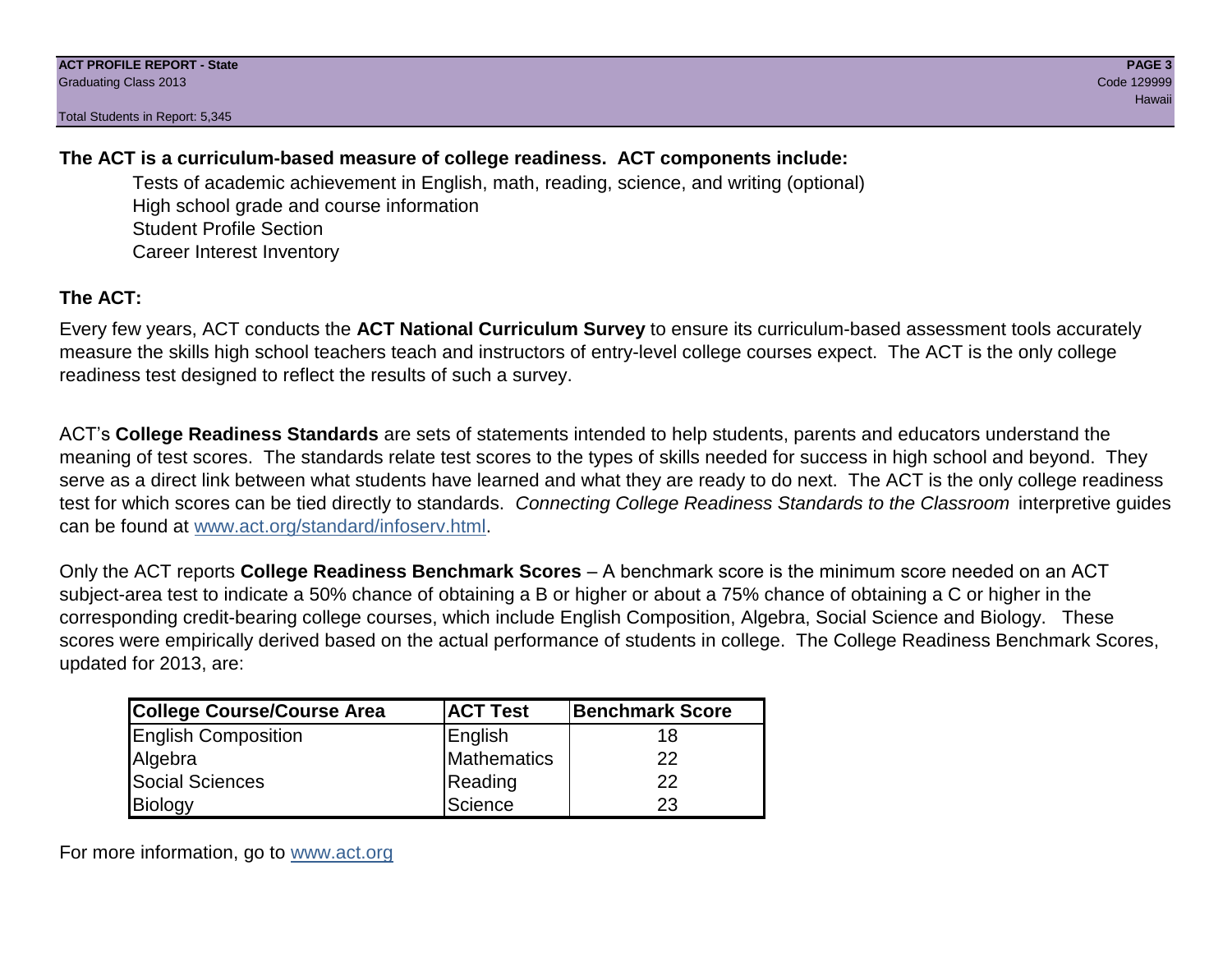**The ACT is a curriculum-based measure of college readiness. ACT components include:**

- Tests of academic achievement in English, math, reading, science, and writing (optional)
- High school grade and course information
- Student Profile Section
- Career Interest Inventory

**The ACT:**

Every few years, ACT conducts the **ACT National Curriculum Survey** to ensure its curriculum-based assessment tools accurately measure the skills high school teachers teach and instructors of entry-level college courses expect. The ACT is the only college readiness test designed to reflect the results of such a survey.

ACT's **College Readiness Standards** are sets of statements intended to help students, parents and educators understand the meaning of test scores. The standards relate test scores to the types of skills needed for success in high school and beyond. They serve as a direct link between what students have learned and what they are ready to do next. The ACT is the only college readiness test for which scores can be tied directly to standards. *Connecting College Readiness Standards to the Classroom* interpretive guides can be found at www.act.org/standard/infoserv.html.

Only the ACT reports **College Readiness Benchmark Scores** – A benchmark score is the minimum score needed on an ACT subject-area test to indicate a 50% chance of obtaining a B or higher or about a 75% chance of obtaining a C or higher in the corresponding credit-bearing college courses, which include English Composition, Algebra, Social Science and Biology. These scores were empirically derived based on the actual performance of students in college. The College Readiness Benchmark Scores, updated for 2013, are:

| College Course/Course Area | ACT Test | Benchmark Score |
|---|---|---|
| English Composition | English | 18 |
| Algebra | Mathematics | 22 |
| Social Sciences | Reading | 22 |
| Biology | Science | 23 |

For more information, go to www.act.org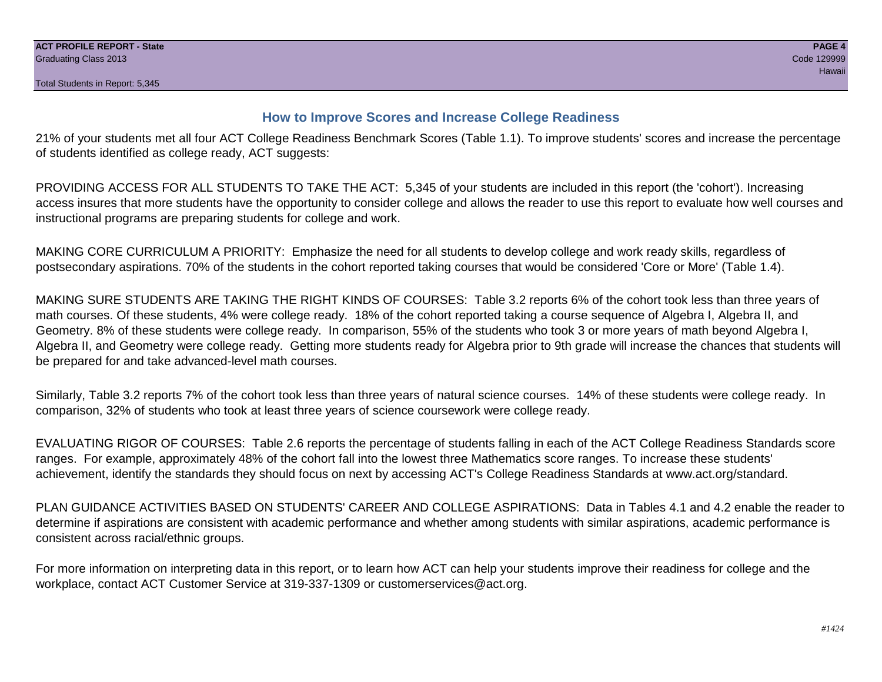## How to Improve Scores and Increase College Readiness

21% of your students met all four ACT College Readiness Benchmark Scores (Table 1.1). To improve students' scores and increase the percentage of students identified as college ready, ACT suggests:

PROVIDING ACCESS FOR ALL STUDENTS TO TAKE THE ACT: 5,345 of your students are included in this report (the 'cohort'). Increasing access insures that more students have the opportunity to consider college and allows the reader to use this report to evaluate how well courses and instructional programs are preparing students for college and work.

MAKING CORE CURRICULUM A PRIORITY: Emphasize the need for all students to develop college and work ready skills, regardless of postsecondary aspirations. 70% of the students in the cohort reported taking courses that would be considered 'Core or More' (Table 1.4).

MAKING SURE STUDENTS ARE TAKING THE RIGHT KINDS OF COURSES: Table 3.2 reports 6% of the cohort took less than three years of math courses. Of these students, 4% were college ready. 18% of the cohort reported taking a course sequence of Algebra I, Algebra II, and Geometry. 8% of these students were college ready. In comparison, 55% of the students who took 3 or more years of math beyond Algebra I, Algebra II, and Geometry were college ready. Getting more students ready for Algebra prior to 9th grade will increase the chances that students will be prepared for and take advanced-level math courses.

Similarly, Table 3.2 reports 7% of the cohort took less than three years of natural science courses. 14% of these students were college ready. In comparison, 32% of students who took at least three years of science coursework were college ready.

EVALUATING RIGOR OF COURSES: Table 2.6 reports the percentage of students falling in each of the ACT College Readiness Standards score ranges. For example, approximately 48% of the cohort fall into the lowest three Mathematics score ranges. To increase these students' achievement, identify the standards they should focus on next by accessing ACT's College Readiness Standards at www.act.org/standard.

PLAN GUIDANCE ACTIVITIES BASED ON STUDENTS' CAREER AND COLLEGE ASPIRATIONS: Data in Tables 4.1 and 4.2 enable the reader to determine if aspirations are consistent with academic performance and whether among students with similar aspirations, academic performance is consistent across racial/ethnic groups.

For more information on interpreting data in this report, or to learn how ACT can help your students improve their readiness for college and the workplace, contact ACT Customer Service at 319-337-1309 or customerservices@act.org.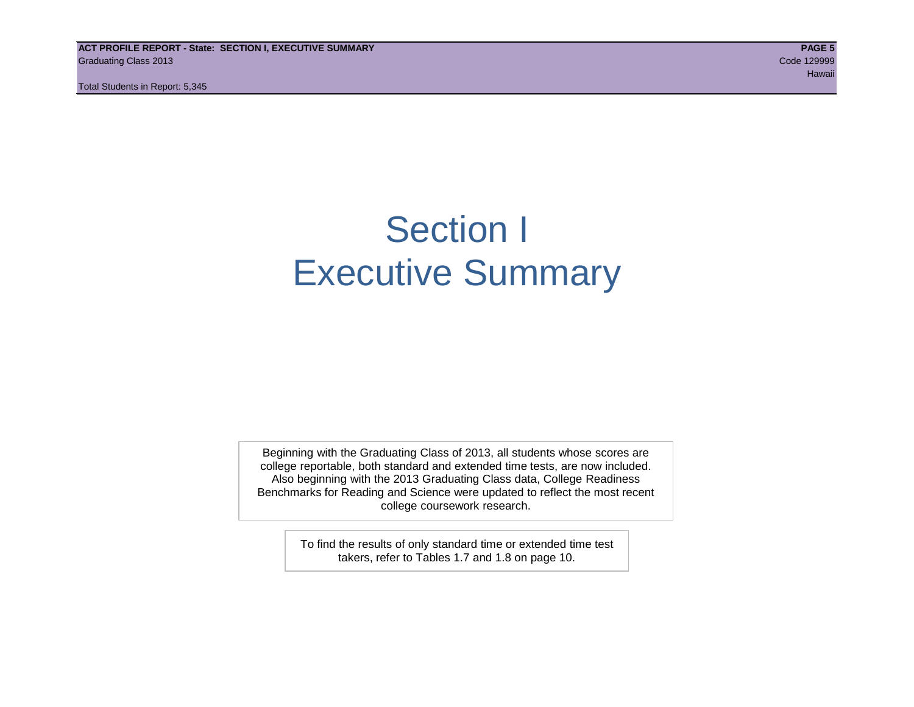# Section I
# Executive Summary

Beginning with the Graduating Class of 2013, all students whose scores are college reportable, both standard and extended time tests, are now included. Also beginning with the 2013 Graduating Class data, College Readiness Benchmarks for Reading and Science were updated to reflect the most recent college coursework research.

To find the results of only standard time or extended time test takers, refer to Tables 1.7 and 1.8 on page 10.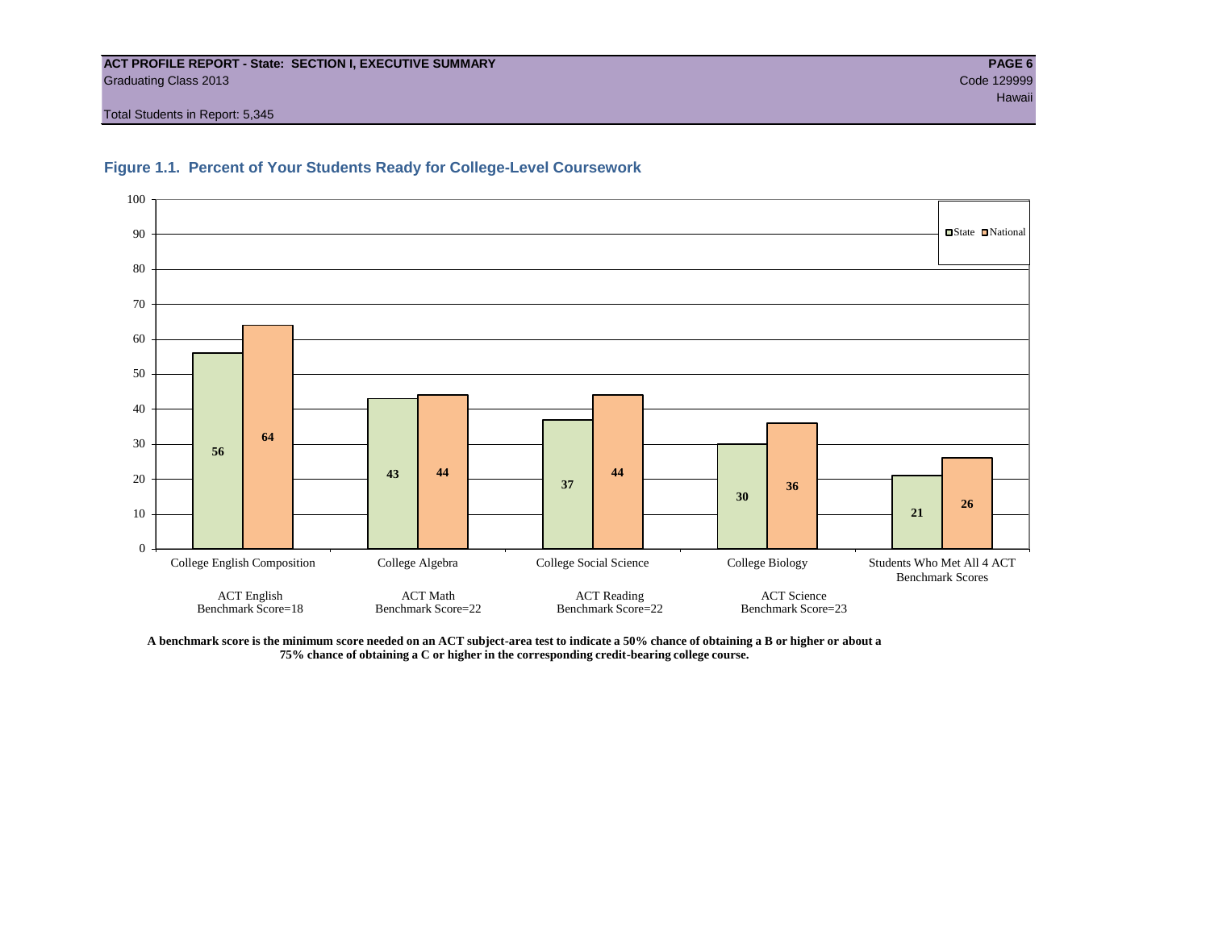**ACT PROFILE REPORT - State: SECTION I, EXECUTIVE SUMMARY**
Graduating Class 2013
Code 129999
Hawaii

Total Students in Report: 5,345

## Figure 1.1. Percent of Your Students Ready for College-Level Coursework

| | College English Composition | College Algebra | College Social Science | College Biology | Students Who Met All 4 ACT Benchmark Scores |
|---|---|---|---|---|---|
| State | 56 | 43 | 37 | 30 | 21 |
| National | 64 | 44 | 44 | 36 | 26 |

| College English Composition | College Algebra | College Social Science | College Biology |
|---|---|---|---|
| ACT English Benchmark Score=18 | ACT Math Benchmark Score=22 | ACT Reading Benchmark Score=22 | ACT Science Benchmark Score=23 |

**A benchmark score is the minimum score needed on an ACT subject-area test to indicate a 50% chance of obtaining a B or higher or about a 75% chance of obtaining a C or higher in the corresponding credit-bearing college course.**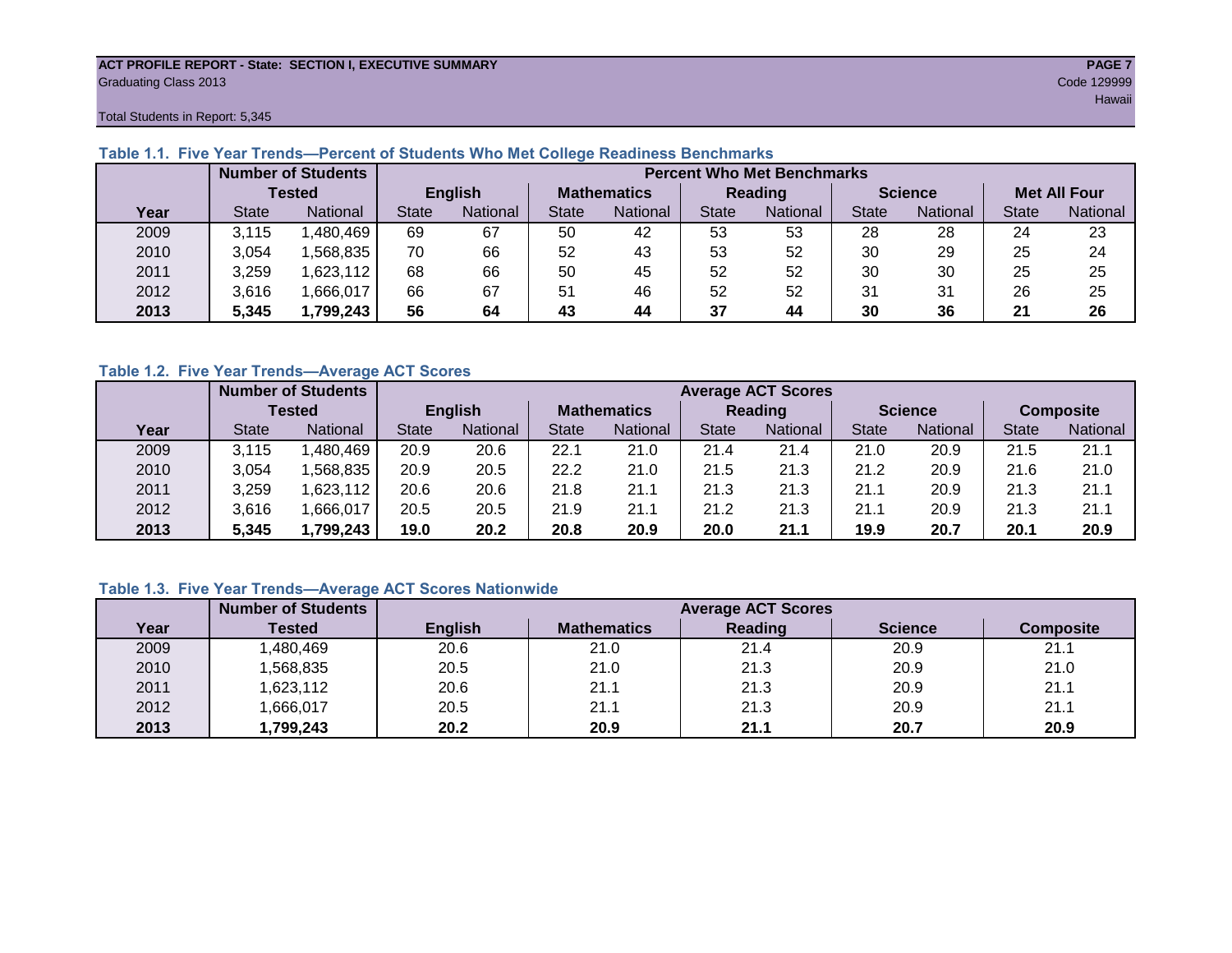ACT PROFILE REPORT - State: SECTION I, EXECUTIVE SUMMARY
Graduating Class 2013

Code 129999
Hawaii

Total Students in Report: 5,345

### Table 1.1. Five Year Trends—Percent of Students Who Met College Readiness Benchmarks

| | Number of Students Tested | | Percent Who Met Benchmarks | | | | | | | | | |
|---|---|---|---|---|---|---|---|---|---|---|---|---|
| | | | English | | Mathematics | | Reading | | Science | | Met All Four | |
| Year | State | National | State | National | State | National | State | National | State | National | State | National |
| 2009 | 3,115 | 1,480,469 | 69 | 67 | 50 | 42 | 53 | 53 | 28 | 28 | 24 | 23 |
| 2010 | 3,054 | 1,568,835 | 70 | 66 | 52 | 43 | 53 | 52 | 30 | 29 | 25 | 24 |
| 2011 | 3,259 | 1,623,112 | 68 | 66 | 50 | 45 | 52 | 52 | 30 | 30 | 25 | 25 |
| 2012 | 3,616 | 1,666,017 | 66 | 67 | 51 | 46 | 52 | 52 | 31 | 31 | 26 | 25 |
| **2013** | **5,345** | **1,799,243** | **56** | **64** | **43** | **44** | **37** | **44** | **30** | **36** | **21** | **26** |

### Table 1.2. Five Year Trends—Average ACT Scores

| | Number of Students Tested | | Average ACT Scores | | | | | | | | | |
|---|---|---|---|---|---|---|---|---|---|---|---|---|
| | | | English | | Mathematics | | Reading | | Science | | Composite | |
| Year | State | National | State | National | State | National | State | National | State | National | State | National |
| 2009 | 3,115 | 1,480,469 | 20.9 | 20.6 | 22.1 | 21.0 | 21.4 | 21.4 | 21.0 | 20.9 | 21.5 | 21.1 |
| 2010 | 3,054 | 1,568,835 | 20.9 | 20.5 | 22.2 | 21.0 | 21.5 | 21.3 | 21.2 | 20.9 | 21.6 | 21.0 |
| 2011 | 3,259 | 1,623,112 | 20.6 | 20.6 | 21.8 | 21.1 | 21.3 | 21.3 | 21.1 | 20.9 | 21.3 | 21.1 |
| 2012 | 3,616 | 1,666,017 | 20.5 | 20.5 | 21.9 | 21.1 | 21.2 | 21.3 | 21.1 | 20.9 | 21.3 | 21.1 |
| **2013** | **5,345** | **1,799,243** | **19.0** | **20.2** | **20.8** | **20.9** | **20.0** | **21.1** | **19.9** | **20.7** | **20.1** | **20.9** |

### Table 1.3. Five Year Trends—Average ACT Scores Nationwide

| | Number of Students | Average ACT Scores | | | | |
|---|---|---|---|---|---|---|
| Year | Tested | English | Mathematics | Reading | Science | Composite |
| 2009 | 1,480,469 | 20.6 | 21.0 | 21.4 | 20.9 | 21.1 |
| 2010 | 1,568,835 | 20.5 | 21.0 | 21.3 | 20.9 | 21.0 |
| 2011 | 1,623,112 | 20.6 | 21.1 | 21.3 | 20.9 | 21.1 |
| 2012 | 1,666,017 | 20.5 | 21.1 | 21.3 | 20.9 | 21.1 |
| **2013** | **1,799,243** | **20.2** | **20.9** | **21.1** | **20.7** | **20.9** |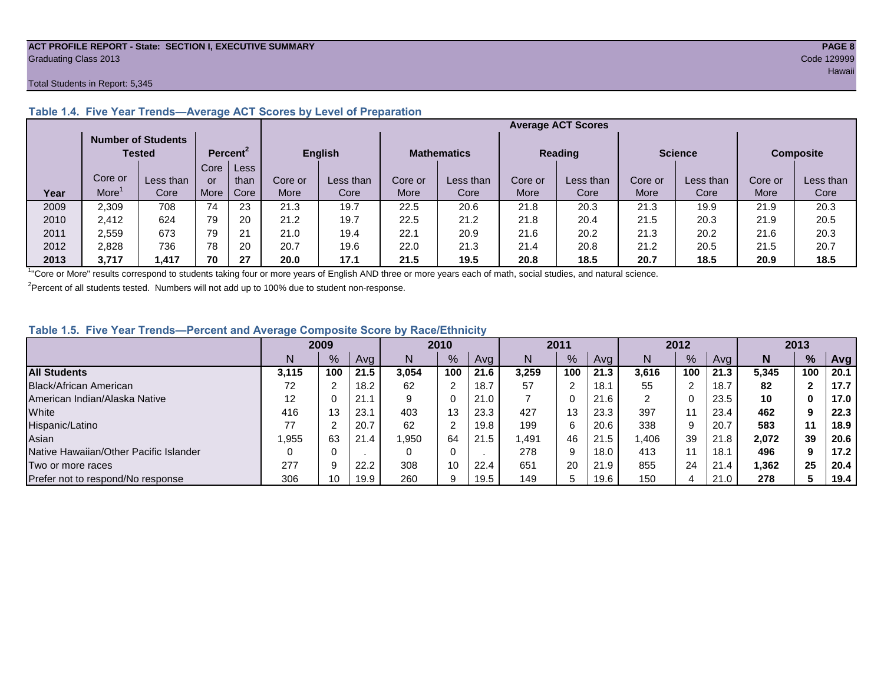ACT PROFILE REPORT - State: SECTION I, EXECUTIVE SUMMARY
Graduating Class 2013
Code 129999
Hawaii

Total Students in Report: 5,345

### Table 1.4. Five Year Trends—Average ACT Scores by Level of Preparation

| Year | Number of Students Tested | | Percent[2] | | Average ACT Scores | | | | | | | | | |
|---|---|---|---|---|---|---|---|---|---|---|---|---|---|---|
| | | | | | English | | Mathematics | | Reading | | Science | | Composite | |
| | Core or More[1] | Less than Core | Core or More | Less than Core | Core or More | Less than Core | Core or More | Less than Core | Core or More | Less than Core | Core or More | Less than Core | Core or More | Less than Core |
| 2009 | 2,309 | 708 | 74 | 23 | 21.3 | 19.7 | 22.5 | 20.6 | 21.8 | 20.3 | 21.3 | 19.9 | 21.9 | 20.3 |
| 2010 | 2,412 | 624 | 79 | 20 | 21.2 | 19.7 | 22.5 | 21.2 | 21.8 | 20.4 | 21.5 | 20.3 | 21.9 | 20.5 |
| 2011 | 2,559 | 673 | 79 | 21 | 21.0 | 19.4 | 22.1 | 20.9 | 21.6 | 20.2 | 21.3 | 20.2 | 21.6 | 20.3 |
| 2012 | 2,828 | 736 | 78 | 20 | 20.7 | 19.6 | 22.0 | 21.3 | 21.4 | 20.8 | 21.2 | 20.5 | 21.5 | 20.7 |
| **2013** | **3,717** | **1,417** | **70** | **27** | **20.0** | **17.1** | **21.5** | **19.5** | **20.8** | **18.5** | **20.7** | **18.5** | **20.9** | **18.5** |

[1]"Core or More" results correspond to students taking four or more years of English AND three or more years each of math, social studies, and natural science.

[2]Percent of all students tested. Numbers will not add up to 100% due to student non-response.

### Table 1.5. Five Year Trends—Percent and Average Composite Score by Race/Ethnicity

| | 2009 | | | 2010 | | | 2011 | | | 2012 | | | 2013 | | |
|---|---|---|---|---|---|---|---|---|---|---|---|---|---|---|---|
| | N | % | Avg | N | % | Avg | N | % | Avg | N | % | Avg | **N** | **%** | **Avg** |
| **All Students** | **3,115** | **100** | **21.5** | **3,054** | **100** | **21.6** | **3,259** | **100** | **21.3** | **3,616** | **100** | **21.3** | **5,345** | **100** | **20.1** |
| Black/African American | 72 | 2 | 18.2 | 62 | 2 | 18.7 | 57 | 2 | 18.1 | 55 | 2 | 18.7 | **82** | **2** | **17.7** |
| American Indian/Alaska Native | 12 | 0 | 21.1 | 9 | 0 | 21.0 | 7 | 0 | 21.6 | 2 | 0 | 23.5 | **10** | **0** | **17.0** |
| White | 416 | 13 | 23.1 | 403 | 13 | 23.3 | 427 | 13 | 23.3 | 397 | 11 | 23.4 | **462** | **9** | **22.3** |
| Hispanic/Latino | 77 | 2 | 20.7 | 62 | 2 | 19.8 | 199 | 6 | 20.6 | 338 | 9 | 20.7 | **583** | **11** | **18.9** |
| Asian | 1,955 | 63 | 21.4 | 1,950 | 64 | 21.5 | 1,491 | 46 | 21.5 | 1,406 | 39 | 21.8 | **2,072** | **39** | **20.6** |
| Native Hawaiian/Other Pacific Islander | 0 | 0 | . | 0 | 0 | . | 278 | 9 | 18.0 | 413 | 11 | 18.1 | **496** | **9** | **17.2** |
| Two or more races | 277 | 9 | 22.2 | 308 | 10 | 22.4 | 651 | 20 | 21.9 | 855 | 24 | 21.4 | **1,362** | **25** | **20.4** |
| Prefer not to respond/No response | 306 | 10 | 19.9 | 260 | 9 | 19.5 | 149 | 5 | 19.6 | 150 | 4 | 21.0 | **278** | **5** | **19.4** |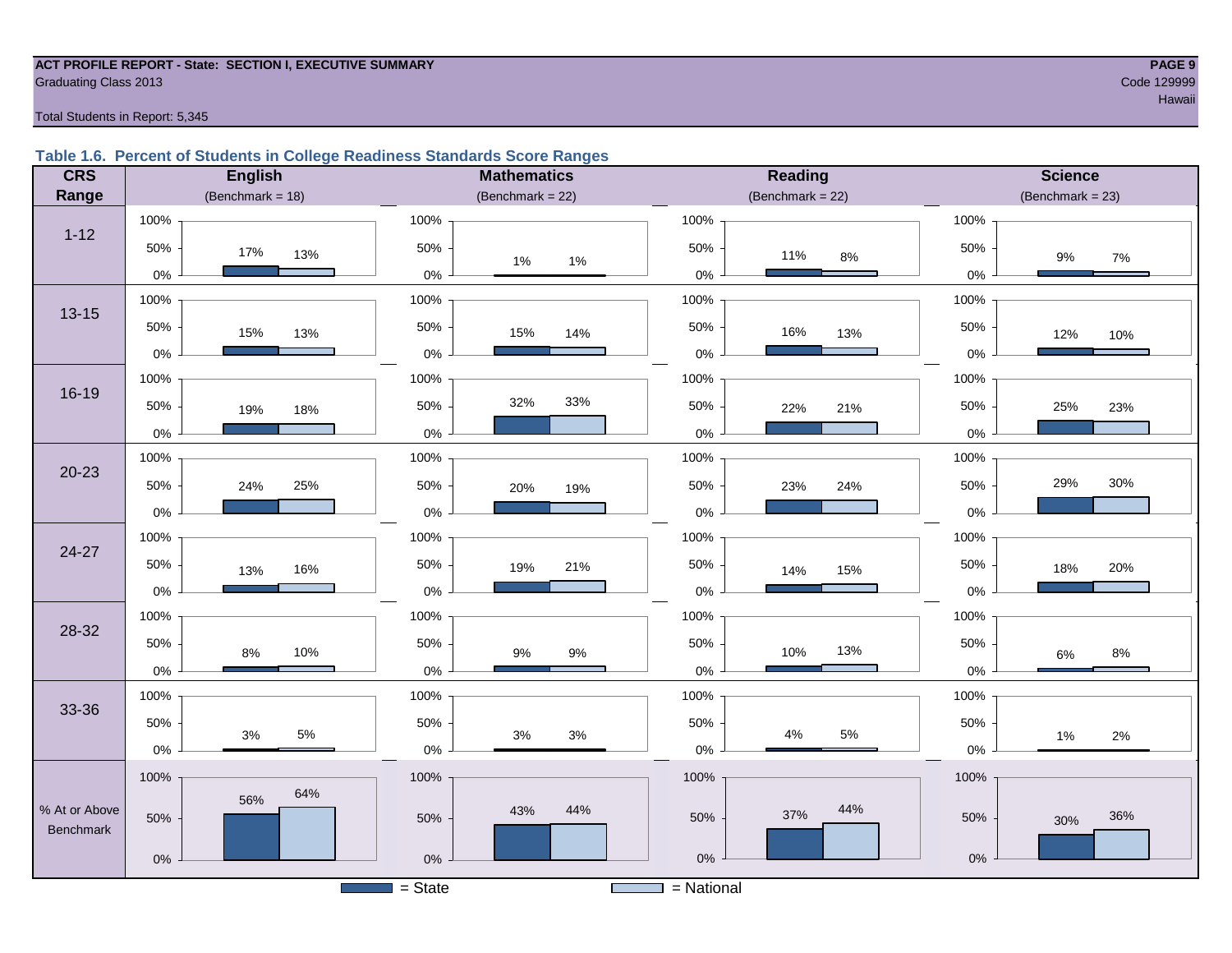**ACT PROFILE REPORT - State: SECTION I, EXECUTIVE SUMMARY**
Graduating Class 2013

Code 129999
Hawaii

Total Students in Report: 5,345

### Table 1.6. Percent of Students in College Readiness Standards Score Ranges

| CRS Range | English (Benchmark = 18) State | English National | Mathematics (Benchmark = 22) State | Mathematics National | Reading (Benchmark = 22) State | Reading National | Science (Benchmark = 23) State | Science National |
|---|---|---|---|---|---|---|---|---|
| 1-12 | 17% | 13% | 1% | 1% | 11% | 8% | 9% | 7% |
| 13-15 | 15% | 13% | 15% | 14% | 16% | 13% | 12% | 10% |
| 16-19 | 19% | 18% | 32% | 33% | 22% | 21% | 25% | 23% |
| 20-23 | 24% | 25% | 20% | 19% | 23% | 24% | 29% | 30% |
| 24-27 | 13% | 16% | 19% | 21% | 14% | 15% | 18% | 20% |
| 28-32 | 8% | 10% | 9% | 9% | 10% | 13% | 6% | 8% |
| 33-36 | 3% | 5% | 3% | 3% | 4% | 5% | 1% | 2% |
| % At or Above Benchmark | 56% | 64% | 43% | 44% | 37% | 44% | 30% | 36% |

■ = State □ = National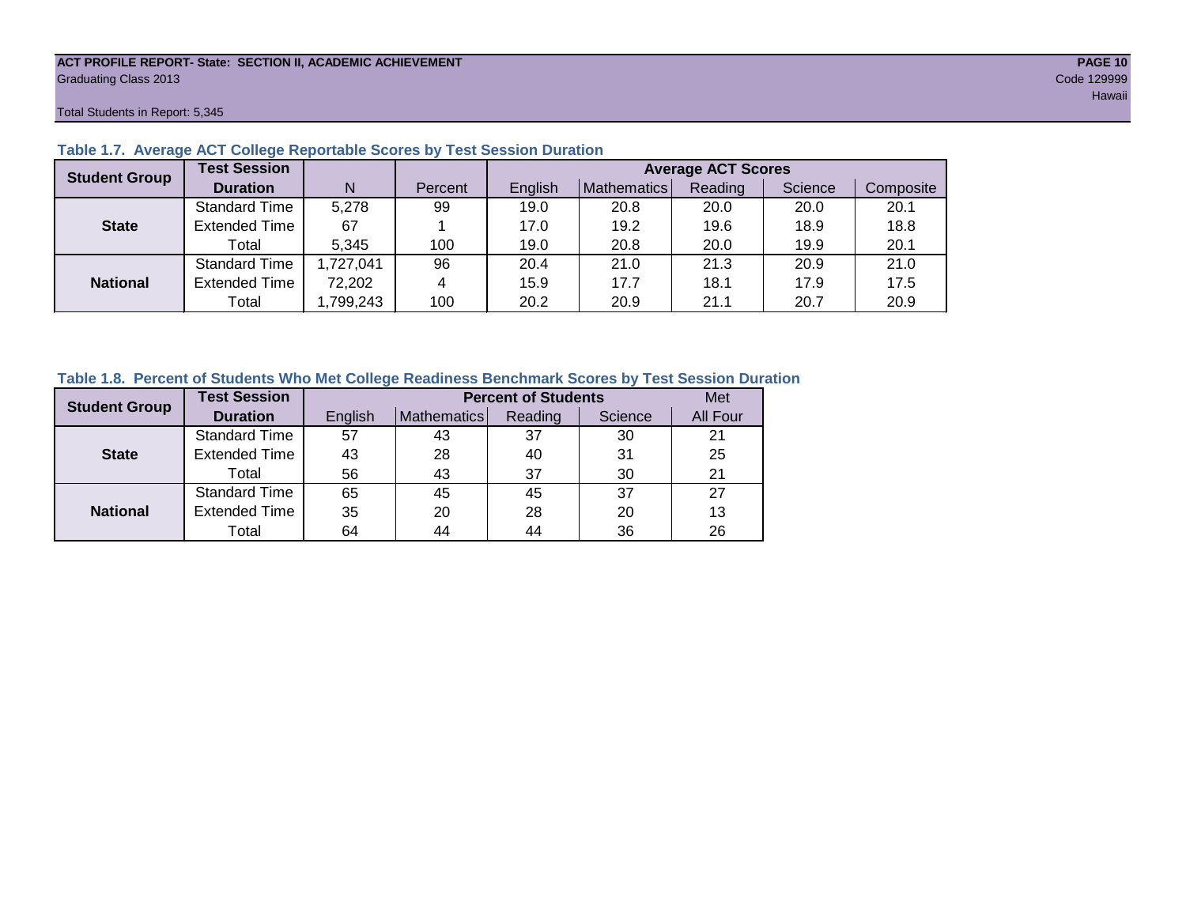ACT PROFILE REPORT- State: SECTION II, ACADEMIC ACHIEVEMENT

Graduating Class 2013

Code 129999

Hawaii

Total Students in Report: 5,345

### Table 1.7. Average ACT College Reportable Scores by Test Session Duration

| Student Group | Test Session Duration | N | Percent | Average ACT Scores | | | | |
|---|---|---|---|---|---|---|---|---|
| | | | | English | Mathematics | Reading | Science | Composite |
| **State** | Standard Time | 5,278 | 99 | 19.0 | 20.8 | 20.0 | 20.0 | 20.1 |
| | Extended Time | 67 | 1 | 17.0 | 19.2 | 19.6 | 18.9 | 18.8 |
| | Total | 5,345 | 100 | 19.0 | 20.8 | 20.0 | 19.9 | 20.1 |
| **National** | Standard Time | 1,727,041 | 96 | 20.4 | 21.0 | 21.3 | 20.9 | 21.0 |
| | Extended Time | 72,202 | 4 | 15.9 | 17.7 | 18.1 | 17.9 | 17.5 |
| | Total | 1,799,243 | 100 | 20.2 | 20.9 | 21.1 | 20.7 | 20.9 |

### Table 1.8. Percent of Students Who Met College Readiness Benchmark Scores by Test Session Duration

| Student Group | Test Session Duration | Percent of Students | | | | Met |
|---|---|---|---|---|---|---|
| | | English | Mathematics | Reading | Science | All Four |
| **State** | Standard Time | 57 | 43 | 37 | 30 | 21 |
| | Extended Time | 43 | 28 | 40 | 31 | 25 |
| | Total | 56 | 43 | 37 | 30 | 21 |
| **National** | Standard Time | 65 | 45 | 45 | 37 | 27 |
| | Extended Time | 35 | 20 | 28 | 20 | 13 |
| | Total | 64 | 44 | 44 | 36 | 26 |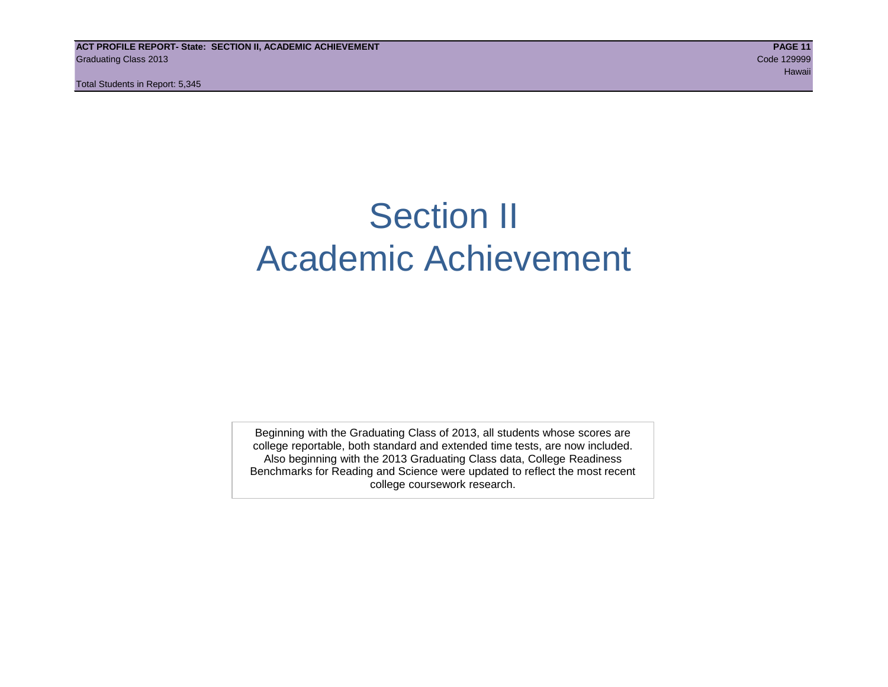# Section II
# Academic Achievement

Beginning with the Graduating Class of 2013, all students whose scores are college reportable, both standard and extended time tests, are now included. Also beginning with the 2013 Graduating Class data, College Readiness Benchmarks for Reading and Science were updated to reflect the most recent college coursework research.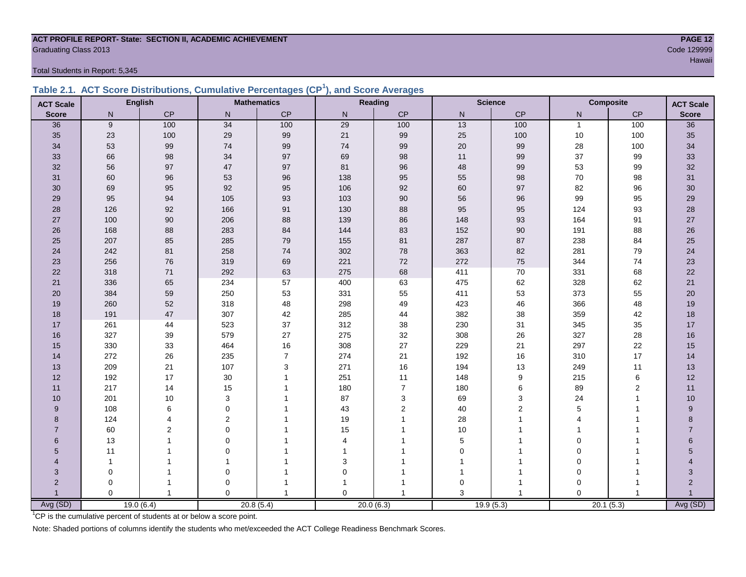**ACT PROFILE REPORT- State: SECTION II, ACADEMIC ACHIEVEMENT**

Graduating Class 2013

Code 129999

Hawaii

Total Students in Report: 5,345

### Table 2.1. ACT Score Distributions, Cumulative Percentages (CP[1]), and Score Averages

| ACT Scale | English | | Mathematics | | Reading | | Science | | Composite | | ACT Scale |
|---|---|---|---|---|---|---|---|---|---|---|---|
| Score | N | CP | N | CP | N | CP | N | CP | N | CP | Score |
| 36 | 9 | 100 | 34 | 100 | 29 | 100 | 13 | 100 | 1 | 100 | 36 |
| 35 | 23 | 100 | 29 | 99 | 21 | 99 | 25 | 100 | 10 | 100 | 35 |
| 34 | 53 | 99 | 74 | 99 | 74 | 99 | 20 | 99 | 28 | 100 | 34 |
| 33 | 66 | 98 | 34 | 97 | 69 | 98 | 11 | 99 | 37 | 99 | 33 |
| 32 | 56 | 97 | 47 | 97 | 81 | 96 | 48 | 99 | 53 | 99 | 32 |
| 31 | 60 | 96 | 53 | 96 | 138 | 95 | 55 | 98 | 70 | 98 | 31 |
| 30 | 69 | 95 | 92 | 95 | 106 | 92 | 60 | 97 | 82 | 96 | 30 |
| 29 | 95 | 94 | 105 | 93 | 103 | 90 | 56 | 96 | 99 | 95 | 29 |
| 28 | 126 | 92 | 166 | 91 | 130 | 88 | 95 | 95 | 124 | 93 | 28 |
| 27 | 100 | 90 | 206 | 88 | 139 | 86 | 148 | 93 | 164 | 91 | 27 |
| 26 | 168 | 88 | 283 | 84 | 144 | 83 | 152 | 90 | 191 | 88 | 26 |
| 25 | 207 | 85 | 285 | 79 | 155 | 81 | 287 | 87 | 238 | 84 | 25 |
| 24 | 242 | 81 | 258 | 74 | 302 | 78 | 363 | 82 | 281 | 79 | 24 |
| 23 | 256 | 76 | 319 | 69 | 221 | 72 | 272 | 75 | 344 | 74 | 23 |
| 22 | 318 | 71 | 292 | 63 | 275 | 68 | 411 | 70 | 331 | 68 | 22 |
| 21 | 336 | 65 | 234 | 57 | 400 | 63 | 475 | 62 | 328 | 62 | 21 |
| 20 | 384 | 59 | 250 | 53 | 331 | 55 | 411 | 53 | 373 | 55 | 20 |
| 19 | 260 | 52 | 318 | 48 | 298 | 49 | 423 | 46 | 366 | 48 | 19 |
| 18 | 191 | 47 | 307 | 42 | 285 | 44 | 382 | 38 | 359 | 42 | 18 |
| 17 | 261 | 44 | 523 | 37 | 312 | 38 | 230 | 31 | 345 | 35 | 17 |
| 16 | 327 | 39 | 579 | 27 | 275 | 32 | 308 | 26 | 327 | 28 | 16 |
| 15 | 330 | 33 | 464 | 16 | 308 | 27 | 229 | 21 | 297 | 22 | 15 |
| 14 | 272 | 26 | 235 | 7 | 274 | 21 | 192 | 16 | 310 | 17 | 14 |
| 13 | 209 | 21 | 107 | 3 | 271 | 16 | 194 | 13 | 249 | 11 | 13 |
| 12 | 192 | 17 | 30 | 1 | 251 | 11 | 148 | 9 | 215 | 6 | 12 |
| 11 | 217 | 14 | 15 | 1 | 180 | 7 | 180 | 6 | 89 | 2 | 11 |
| 10 | 201 | 10 | 3 | 1 | 87 | 3 | 69 | 3 | 24 | 1 | 10 |
| 9 | 108 | 6 | 0 | 1 | 43 | 2 | 40 | 2 | 5 | 1 | 9 |
| 8 | 124 | 4 | 2 | 1 | 19 | 1 | 28 | 1 | 4 | 1 | 8 |
| 7 | 60 | 2 | 0 | 1 | 15 | 1 | 10 | 1 | 1 | 1 | 7 |
| 6 | 13 | 1 | 0 | 1 | 4 | 1 | 5 | 1 | 0 | 1 | 6 |
| 5 | 11 | 1 | 0 | 1 | 1 | 1 | 0 | 1 | 0 | 1 | 5 |
| 4 | 1 | 1 | 1 | 1 | 3 | 1 | 1 | 1 | 0 | 1 | 4 |
| 3 | 0 | 1 | 0 | 1 | 0 | 1 | 1 | 1 | 0 | 1 | 3 |
| 2 | 0 | 1 | 0 | 1 | 1 | 1 | 0 | 1 | 0 | 1 | 2 |
| 1 | 0 | 1 | 0 | 1 | 0 | 1 | 3 | 1 | 0 | 1 | 1 |
| Avg (SD) | 19.0 (6.4) | | 20.8 (5.4) | | 20.0 (6.3) | | 19.9 (5.3) | | 20.1 (5.3) | | Avg (SD) |

[1] CP is the cumulative percent of students at or below a score point.

Note: Shaded portions of columns identify the students who met/exceeded the ACT College Readiness Benchmark Scores.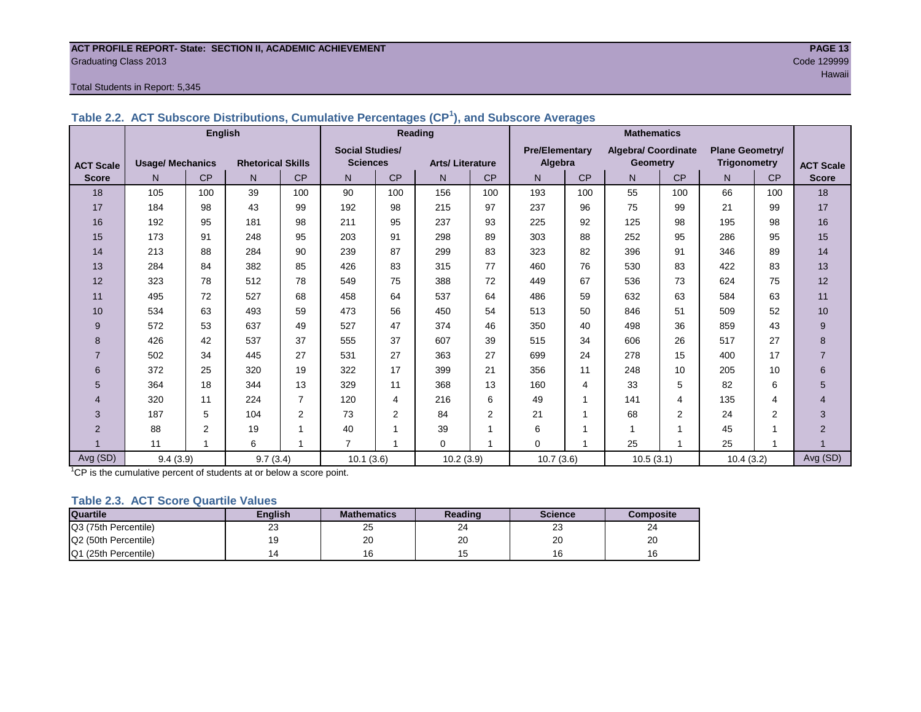ACT PROFILE REPORT- State: SECTION II, ACADEMIC ACHIEVEMENT
Graduating Class 2013
Code 129999
Hawaii

Total Students in Report: 5,345

### Table 2.2. ACT Subscore Distributions, Cumulative Percentages (CP[1]), and Subscore Averages

| ACT Scale Score | English | | | | Reading | | | | Mathematics | | | | | | ACT Scale Score |
|---|---|---|---|---|---|---|---|---|---|---|---|---|---|---|---|
| | Usage/ Mechanics | | Rhetorical Skills | | Social Studies/ Sciences | | Arts/ Literature | | Pre/Elementary Algebra | | Algebra/ Coordinate Geometry | | Plane Geometry/ Trigonometry | | |
| | N | CP | N | CP | N | CP | N | CP | N | CP | N | CP | N | CP | |
| 18 | 105 | 100 | 39 | 100 | 90 | 100 | 156 | 100 | 193 | 100 | 55 | 100 | 66 | 100 | 18 |
| 17 | 184 | 98 | 43 | 99 | 192 | 98 | 215 | 97 | 237 | 96 | 75 | 99 | 21 | 99 | 17 |
| 16 | 192 | 95 | 181 | 98 | 211 | 95 | 237 | 93 | 225 | 92 | 125 | 98 | 195 | 98 | 16 |
| 15 | 173 | 91 | 248 | 95 | 203 | 91 | 298 | 89 | 303 | 88 | 252 | 95 | 286 | 95 | 15 |
| 14 | 213 | 88 | 284 | 90 | 239 | 87 | 299 | 83 | 323 | 82 | 396 | 91 | 346 | 89 | 14 |
| 13 | 284 | 84 | 382 | 85 | 426 | 83 | 315 | 77 | 460 | 76 | 530 | 83 | 422 | 83 | 13 |
| 12 | 323 | 78 | 512 | 78 | 549 | 75 | 388 | 72 | 449 | 67 | 536 | 73 | 624 | 75 | 12 |
| 11 | 495 | 72 | 527 | 68 | 458 | 64 | 537 | 64 | 486 | 59 | 632 | 63 | 584 | 63 | 11 |
| 10 | 534 | 63 | 493 | 59 | 473 | 56 | 450 | 54 | 513 | 50 | 846 | 51 | 509 | 52 | 10 |
| 9 | 572 | 53 | 637 | 49 | 527 | 47 | 374 | 46 | 350 | 40 | 498 | 36 | 859 | 43 | 9 |
| 8 | 426 | 42 | 537 | 37 | 555 | 37 | 607 | 39 | 515 | 34 | 606 | 26 | 517 | 27 | 8 |
| 7 | 502 | 34 | 445 | 27 | 531 | 27 | 363 | 27 | 699 | 24 | 278 | 15 | 400 | 17 | 7 |
| 6 | 372 | 25 | 320 | 19 | 322 | 17 | 399 | 21 | 356 | 11 | 248 | 10 | 205 | 10 | 6 |
| 5 | 364 | 18 | 344 | 13 | 329 | 11 | 368 | 13 | 160 | 4 | 33 | 5 | 82 | 6 | 5 |
| 4 | 320 | 11 | 224 | 7 | 120 | 4 | 216 | 6 | 49 | 1 | 141 | 4 | 135 | 4 | 4 |
| 3 | 187 | 5 | 104 | 2 | 73 | 2 | 84 | 2 | 21 | 1 | 68 | 2 | 24 | 2 | 3 |
| 2 | 88 | 2 | 19 | 1 | 40 | 1 | 39 | 1 | 6 | 1 | 1 | 1 | 45 | 1 | 2 |
| 1 | 11 | 1 | 6 | 1 | 7 | 1 | 0 | 1 | 0 | 1 | 25 | 1 | 25 | 1 | 1 |
| Avg (SD) | 9.4 (3.9) | | 9.7 (3.4) | | 10.1 (3.6) | | 10.2 (3.9) | | 10.7 (3.6) | | 10.5 (3.1) | | 10.4 (3.2) | | Avg (SD) |

[1]CP is the cumulative percent of students at or below a score point.

### Table 2.3. ACT Score Quartile Values

| Quartile | English | Mathematics | Reading | Science | Composite |
|---|---|---|---|---|---|
| Q3 (75th Percentile) | 23 | 25 | 24 | 23 | 24 |
| Q2 (50th Percentile) | 19 | 20 | 20 | 20 | 20 |
| Q1 (25th Percentile) | 14 | 16 | 15 | 16 | 16 |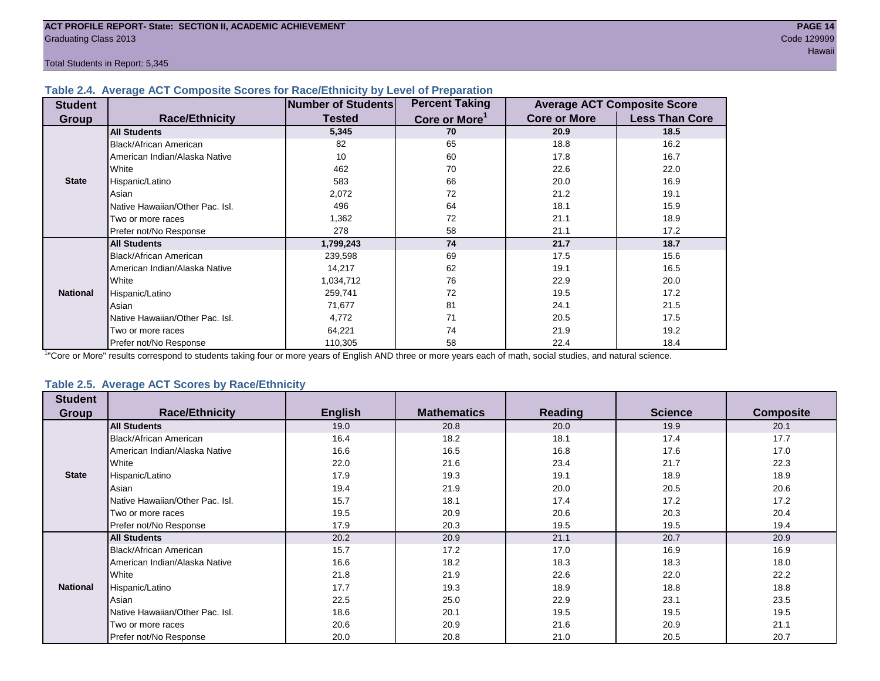## Table 2.4. Average ACT Composite Scores for Race/Ethnicity by Level of Preparation

| Student Group | Race/Ethnicity | Number of Students Tested | Percent Taking Core or More[1] | Average ACT Composite Score | |
|---|---|---|---|---|---|
| | | | | Core or More | Less Than Core |
| State | **All Students** | **5,345** | **70** | **20.9** | **18.5** |
| | Black/African American | 82 | 65 | 18.8 | 16.2 |
| | American Indian/Alaska Native | 10 | 60 | 17.8 | 16.7 |
| | White | 462 | 70 | 22.6 | 22.0 |
| | Hispanic/Latino | 583 | 66 | 20.0 | 16.9 |
| | Asian | 2,072 | 72 | 21.2 | 19.1 |
| | Native Hawaiian/Other Pac. Isl. | 496 | 64 | 18.1 | 15.9 |
| | Two or more races | 1,362 | 72 | 21.1 | 18.9 |
| | Prefer not/No Response | 278 | 58 | 21.1 | 17.2 |
| National | **All Students** | **1,799,243** | **74** | **21.7** | **18.7** |
| | Black/African American | 239,598 | 69 | 17.5 | 15.6 |
| | American Indian/Alaska Native | 14,217 | 62 | 19.1 | 16.5 |
| | White | 1,034,712 | 76 | 22.9 | 20.0 |
| | Hispanic/Latino | 259,741 | 72 | 19.5 | 17.2 |
| | Asian | 71,677 | 81 | 24.1 | 21.5 |
| | Native Hawaiian/Other Pac. Isl. | 4,772 | 71 | 20.5 | 17.5 |
| | Two or more races | 64,221 | 74 | 21.9 | 19.2 |
| | Prefer not/No Response | 110,305 | 58 | 22.4 | 18.4 |

[1]"Core or More" results correspond to students taking four or more years of English AND three or more years each of math, social studies, and natural science.

## Table 2.5. Average ACT Scores by Race/Ethnicity

| Student Group | Race/Ethnicity | English | Mathematics | Reading | Science | Composite |
|---|---|---|---|---|---|---|
| State | **All Students** | 19.0 | 20.8 | 20.0 | 19.9 | 20.1 |
| | Black/African American | 16.4 | 18.2 | 18.1 | 17.4 | 17.7 |
| | American Indian/Alaska Native | 16.6 | 16.5 | 16.8 | 17.6 | 17.0 |
| | White | 22.0 | 21.6 | 23.4 | 21.7 | 22.3 |
| | Hispanic/Latino | 17.9 | 19.3 | 19.1 | 18.9 | 18.9 |
| | Asian | 19.4 | 21.9 | 20.0 | 20.5 | 20.6 |
| | Native Hawaiian/Other Pac. Isl. | 15.7 | 18.1 | 17.4 | 17.2 | 17.2 |
| | Two or more races | 19.5 | 20.9 | 20.6 | 20.3 | 20.4 |
| | Prefer not/No Response | 17.9 | 20.3 | 19.5 | 19.5 | 19.4 |
| National | **All Students** | 20.2 | 20.9 | 21.1 | 20.7 | 20.9 |
| | Black/African American | 15.7 | 17.2 | 17.0 | 16.9 | 16.9 |
| | American Indian/Alaska Native | 16.6 | 18.2 | 18.3 | 18.3 | 18.0 |
| | White | 21.8 | 21.9 | 22.6 | 22.0 | 22.2 |
| | Hispanic/Latino | 17.7 | 19.3 | 18.9 | 18.8 | 18.8 |
| | Asian | 22.5 | 25.0 | 22.9 | 23.1 | 23.5 |
| | Native Hawaiian/Other Pac. Isl. | 18.6 | 20.1 | 19.5 | 19.5 | 19.5 |
| | Two or more races | 20.6 | 20.9 | 21.6 | 20.9 | 21.1 |
| | Prefer not/No Response | 20.0 | 20.8 | 21.0 | 20.5 | 20.7 |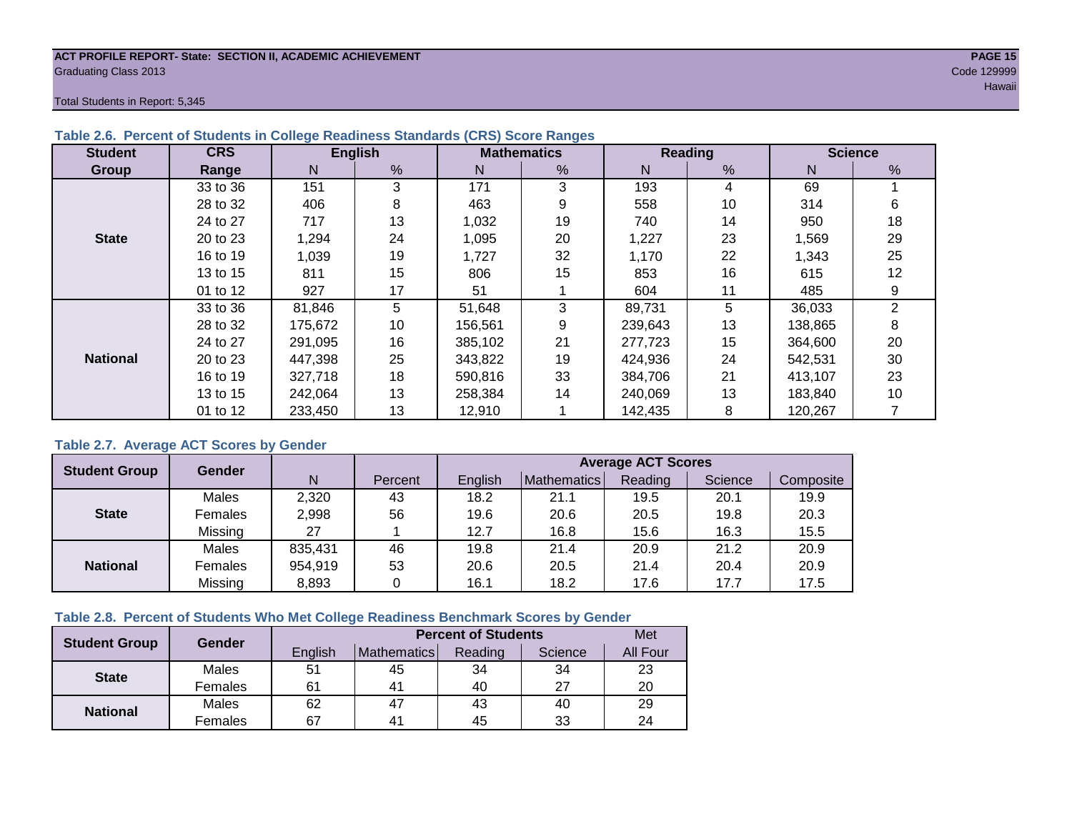ACT PROFILE REPORT- State: SECTION II, ACADEMIC ACHIEVEMENT
Graduating Class 2013
Code 129999
Hawaii

Total Students in Report: 5,345

### Table 2.6. Percent of Students in College Readiness Standards (CRS) Score Ranges

| Student Group | CRS Range | English | | Mathematics | | Reading | | Science | |
|---|---|---|---|---|---|---|---|---|---|
| | | N | % | N | % | N | % | N | % |
| State | 33 to 36 | 151 | 3 | 171 | 3 | 193 | 4 | 69 | 1 |
| | 28 to 32 | 406 | 8 | 463 | 9 | 558 | 10 | 314 | 6 |
| | 24 to 27 | 717 | 13 | 1,032 | 19 | 740 | 14 | 950 | 18 |
| | 20 to 23 | 1,294 | 24 | 1,095 | 20 | 1,227 | 23 | 1,569 | 29 |
| | 16 to 19 | 1,039 | 19 | 1,727 | 32 | 1,170 | 22 | 1,343 | 25 |
| | 13 to 15 | 811 | 15 | 806 | 15 | 853 | 16 | 615 | 12 |
| | 01 to 12 | 927 | 17 | 51 | 1 | 604 | 11 | 485 | 9 |
| National | 33 to 36 | 81,846 | 5 | 51,648 | 3 | 89,731 | 5 | 36,033 | 2 |
| | 28 to 32 | 175,672 | 10 | 156,561 | 9 | 239,643 | 13 | 138,865 | 8 |
| | 24 to 27 | 291,095 | 16 | 385,102 | 21 | 277,723 | 15 | 364,600 | 20 |
| | 20 to 23 | 447,398 | 25 | 343,822 | 19 | 424,936 | 24 | 542,531 | 30 |
| | 16 to 19 | 327,718 | 18 | 590,816 | 33 | 384,706 | 21 | 413,107 | 23 |
| | 13 to 15 | 242,064 | 13 | 258,384 | 14 | 240,069 | 13 | 183,840 | 10 |
| | 01 to 12 | 233,450 | 13 | 12,910 | 1 | 142,435 | 8 | 120,267 | 7 |

### Table 2.7. Average ACT Scores by Gender

| Student Group | Gender | N | Percent | Average ACT Scores | | | | |
|---|---|---|---|---|---|---|---|---|
| | | | | English | Mathematics | Reading | Science | Composite |
| State | Males | 2,320 | 43 | 18.2 | 21.1 | 19.5 | 20.1 | 19.9 |
| | Females | 2,998 | 56 | 19.6 | 20.6 | 20.5 | 19.8 | 20.3 |
| | Missing | 27 | 1 | 12.7 | 16.8 | 15.6 | 16.3 | 15.5 |
| National | Males | 835,431 | 46 | 19.8 | 21.4 | 20.9 | 21.2 | 20.9 |
| | Females | 954,919 | 53 | 20.6 | 20.5 | 21.4 | 20.4 | 20.9 |
| | Missing | 8,893 | 0 | 16.1 | 18.2 | 17.6 | 17.7 | 17.5 |

### Table 2.8. Percent of Students Who Met College Readiness Benchmark Scores by Gender

| Student Group | Gender | Percent of Students | | | | Met |
|---|---|---|---|---|---|---|
| | | English | Mathematics | Reading | Science | All Four |
| State | Males | 51 | 45 | 34 | 34 | 23 |
| | Females | 61 | 41 | 40 | 27 | 20 |
| National | Males | 62 | 47 | 43 | 40 | 29 |
| | Females | 67 | 41 | 45 | 33 | 24 |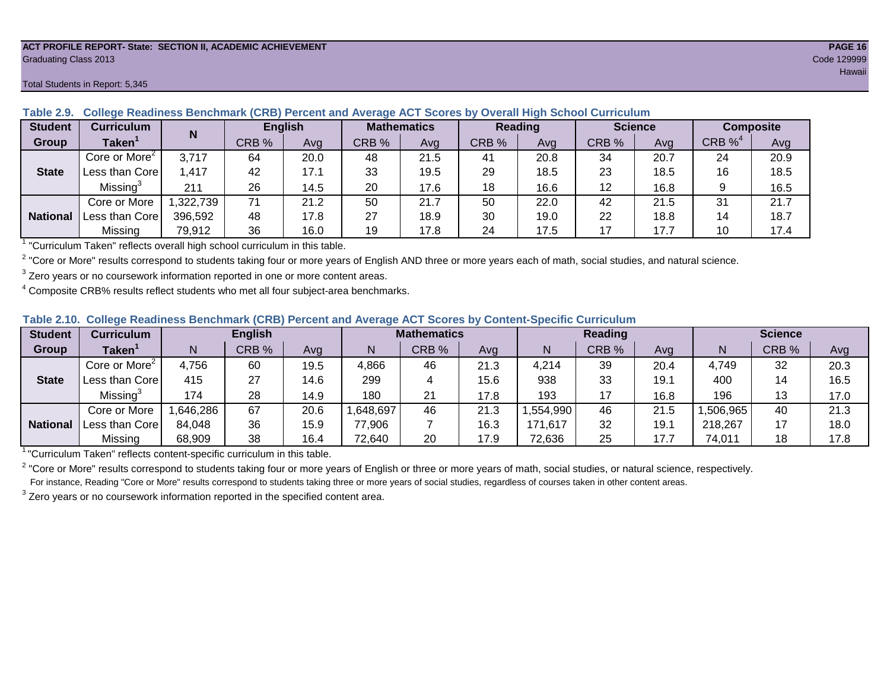ACT PROFILE REPORT- State: SECTION II, ACADEMIC ACHIEVEMENT
Graduating Class 2013
Code 129999
Hawaii

Total Students in Report: 5,345

**Table 2.9. College Readiness Benchmark (CRB) Percent and Average ACT Scores by Overall High School Curriculum**

| Student Group | Curriculum Taken[1] | N | English | | Mathematics | | Reading | | Science | | Composite | |
|---|---|---|---|---|---|---|---|---|---|---|---|---|
| | | | CRB % | Avg | CRB % | Avg | CRB % | Avg | CRB % | Avg | CRB %[4] | Avg |
| State | Core or More[2] | 3,717 | 64 | 20.0 | 48 | 21.5 | 41 | 20.8 | 34 | 20.7 | 24 | 20.9 |
| | Less than Core | 1,417 | 42 | 17.1 | 33 | 19.5 | 29 | 18.5 | 23 | 18.5 | 16 | 18.5 |
| | Missing[3] | 211 | 26 | 14.5 | 20 | 17.6 | 18 | 16.6 | 12 | 16.8 | 9 | 16.5 |
| National | Core or More | 1,322,739 | 71 | 21.2 | 50 | 21.7 | 50 | 22.0 | 42 | 21.5 | 31 | 21.7 |
| | Less than Core | 396,592 | 48 | 17.8 | 27 | 18.9 | 30 | 19.0 | 22 | 18.8 | 14 | 18.7 |
| | Missing | 79,912 | 36 | 16.0 | 19 | 17.8 | 24 | 17.5 | 17 | 17.7 | 10 | 17.4 |

[1] "Curriculum Taken" reflects overall high school curriculum in this table.

[2] "Core or More" results correspond to students taking four or more years of English AND three or more years each of math, social studies, and natural science.

[3] Zero years or no coursework information reported in one or more content areas.

[4] Composite CRB% results reflect students who met all four subject-area benchmarks.

**Table 2.10. College Readiness Benchmark (CRB) Percent and Average ACT Scores by Content-Specific Curriculum**

| Student Group | Curriculum Taken[1] | English | | | Mathematics | | | Reading | | | Science | | |
|---|---|---|---|---|---|---|---|---|---|---|---|---|---|
| | | N | CRB % | Avg | N | CRB % | Avg | N | CRB % | Avg | N | CRB % | Avg |
| State | Core or More[2] | 4,756 | 60 | 19.5 | 4,866 | 46 | 21.3 | 4,214 | 39 | 20.4 | 4,749 | 32 | 20.3 |
| | Less than Core | 415 | 27 | 14.6 | 299 | 4 | 15.6 | 938 | 33 | 19.1 | 400 | 14 | 16.5 |
| | Missing[3] | 174 | 28 | 14.9 | 180 | 21 | 17.8 | 193 | 17 | 16.8 | 196 | 13 | 17.0 |
| National | Core or More | 1,646,286 | 67 | 20.6 | 1,648,697 | 46 | 21.3 | 1,554,990 | 46 | 21.5 | 1,506,965 | 40 | 21.3 |
| | Less than Core | 84,048 | 36 | 15.9 | 77,906 | 7 | 16.3 | 171,617 | 32 | 19.1 | 218,267 | 17 | 18.0 |
| | Missing | 68,909 | 38 | 16.4 | 72,640 | 20 | 17.9 | 72,636 | 25 | 17.7 | 74,011 | 18 | 17.8 |

[1] "Curriculum Taken" reflects content-specific curriculum in this table.

[2] "Core or More" results correspond to students taking four or more years of English or three or more years of math, social studies, or natural science, respectively.
For instance, Reading "Core or More" results correspond to students taking three or more years of social studies, regardless of courses taken in other content areas.

[3] Zero years or no coursework information reported in the specified content area.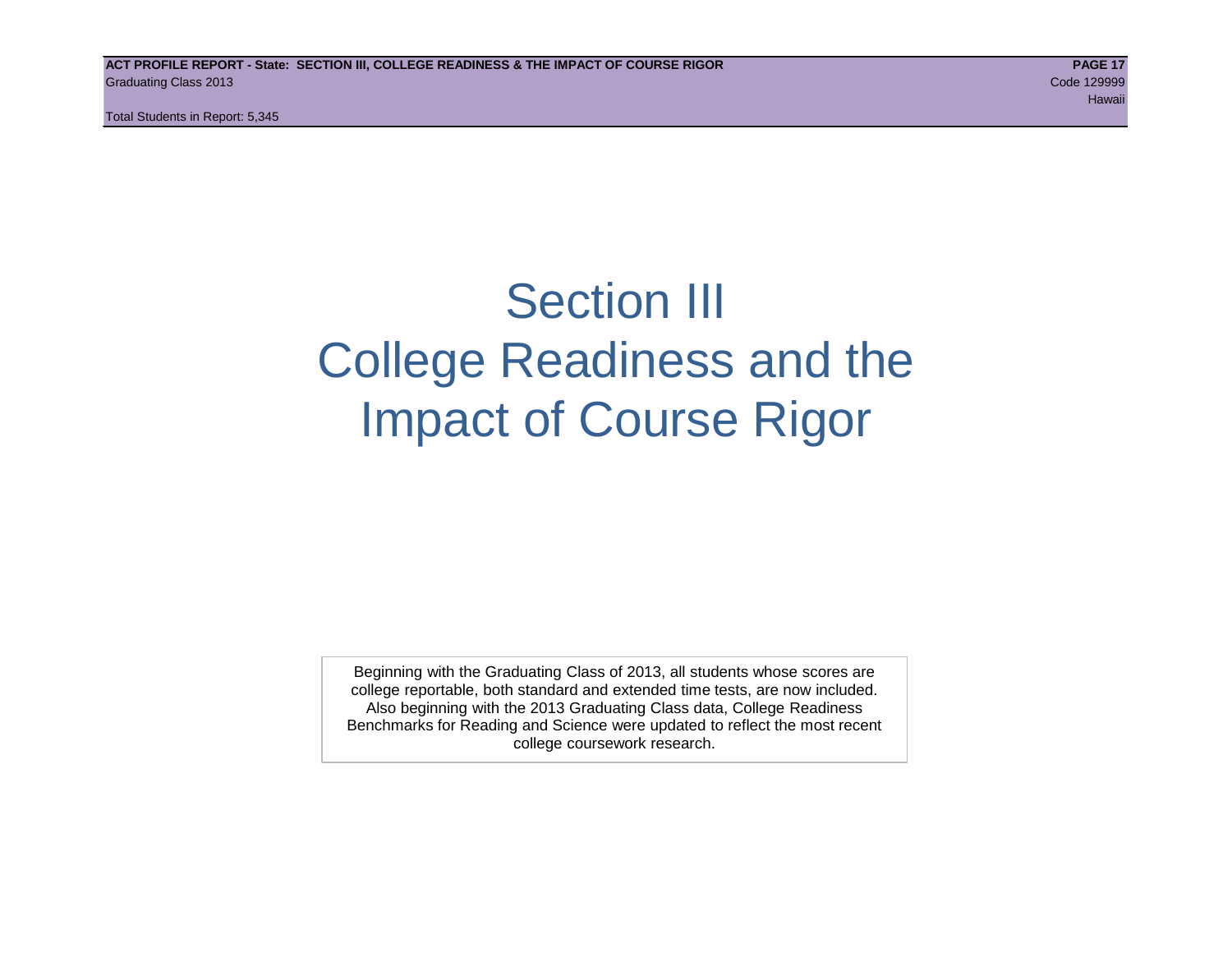# Section III
# College Readiness and the Impact of Course Rigor

Beginning with the Graduating Class of 2013, all students whose scores are college reportable, both standard and extended time tests, are now included. Also beginning with the 2013 Graduating Class data, College Readiness Benchmarks for Reading and Science were updated to reflect the most recent college coursework research.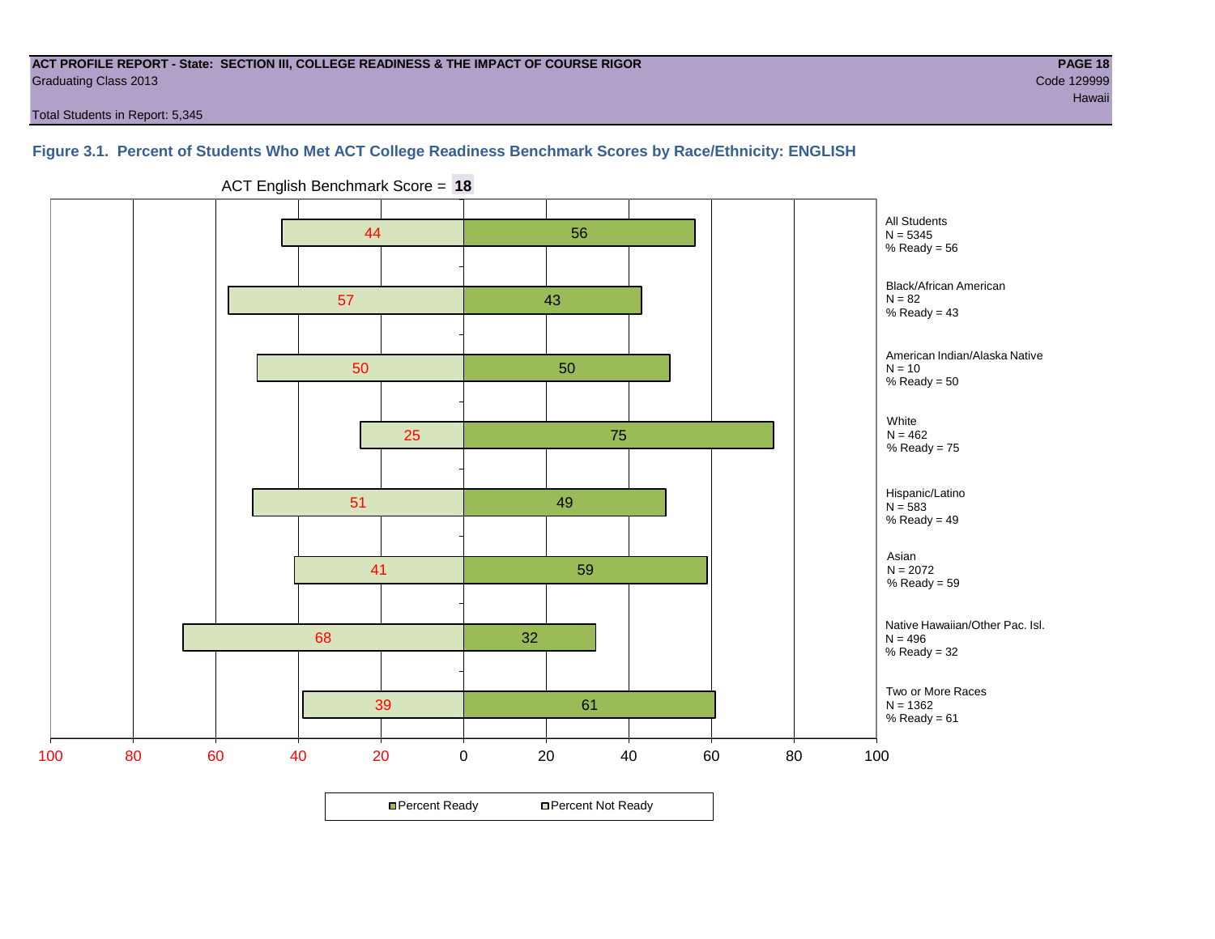**ACT PROFILE REPORT - State: SECTION III, COLLEGE READINESS & THE IMPACT OF COURSE RIGOR**
Graduating Class 2013

Code 129999
Hawaii

Total Students in Report: 5,345

### Figure 3.1. Percent of Students Who Met ACT College Readiness Benchmark Scores by Race/Ethnicity: ENGLISH

ACT English Benchmark Score = **18**

| Group | N | Percent Not Ready | Percent Ready |
|---|---|---|---|
| All Students | 5345 | 44 | 56 |
| Black/African American | 82 | 57 | 43 |
| American Indian/Alaska Native | 10 | 50 | 50 |
| White | 462 | 25 | 75 |
| Hispanic/Latino | 583 | 51 | 49 |
| Asian | 2072 | 41 | 59 |
| Native Hawaiian/Other Pac. Isl. | 496 | 68 | 32 |
| Two or More Races | 1362 | 39 | 61 |

Percent Ready | Percent Not Ready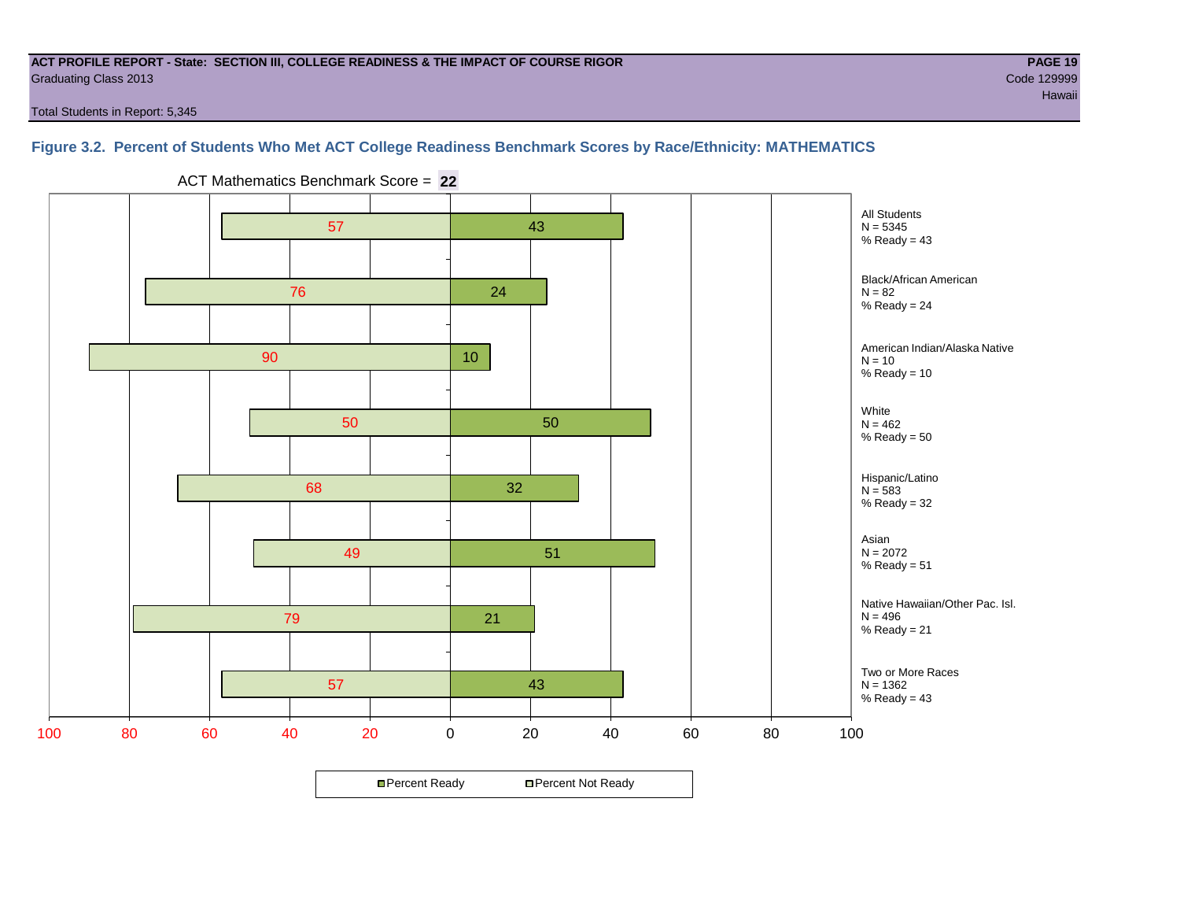**ACT PROFILE REPORT - State: SECTION III, COLLEGE READINESS & THE IMPACT OF COURSE RIGOR**
Graduating Class 2013
Code 129999
Hawaii

Total Students in Report: 5,345

### Figure 3.2. Percent of Students Who Met ACT College Readiness Benchmark Scores by Race/Ethnicity: MATHEMATICS

ACT Mathematics Benchmark Score = **22**

| Group | N | Percent Not Ready | Percent Ready | % Ready |
| --- | --- | --- | --- | --- |
| All Students | 5345 | 57 | 43 | 43 |
| Black/African American | 82 | 76 | 24 | 24 |
| American Indian/Alaska Native | 10 | 90 | 10 | 10 |
| White | 462 | 50 | 50 | 50 |
| Hispanic/Latino | 583 | 68 | 32 | 32 |
| Asian | 2072 | 49 | 51 | 51 |
| Native Hawaiian/Other Pac. Isl. | 496 | 79 | 21 | 21 |
| Two or More Races | 1362 | 57 | 43 | 43 |

Percent Ready | Percent Not Ready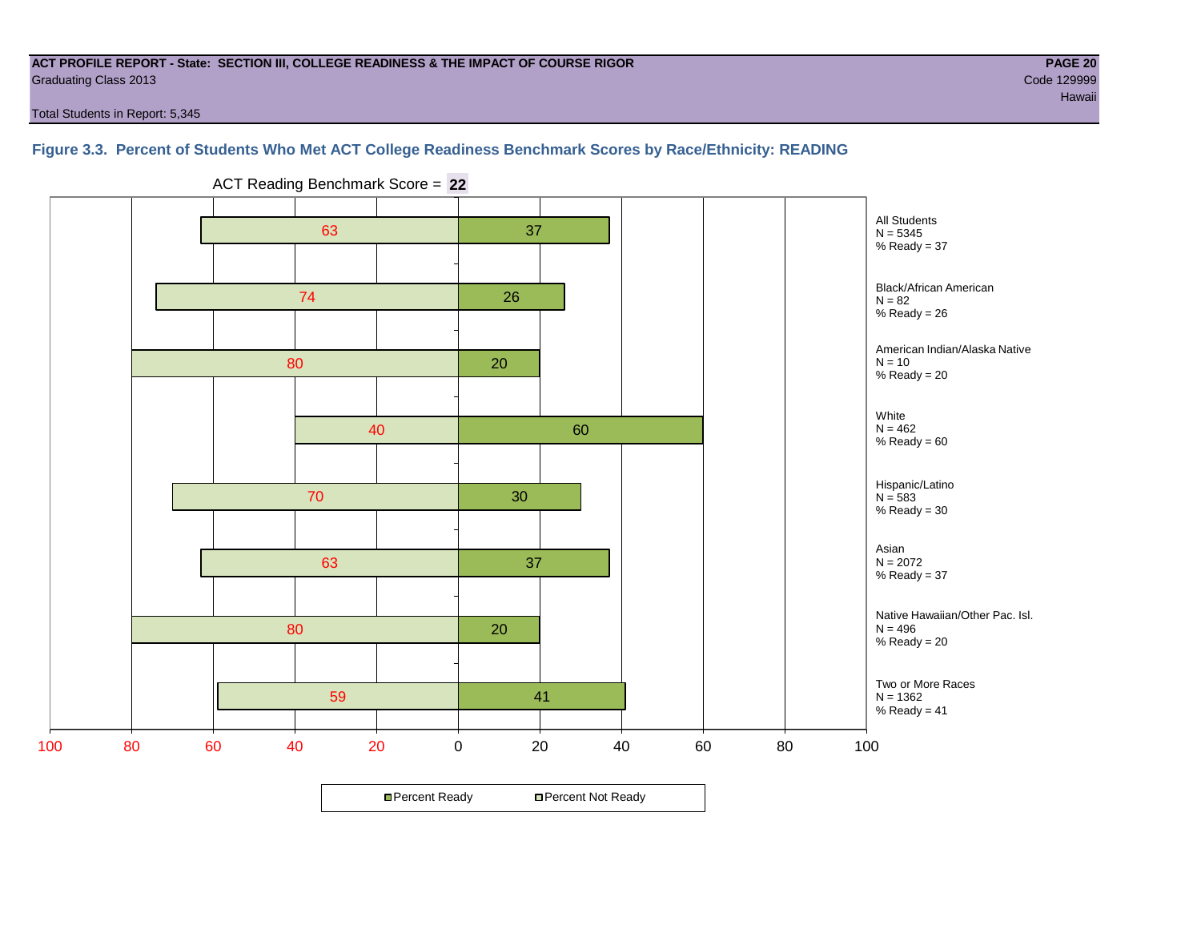**ACT PROFILE REPORT - State: SECTION III, COLLEGE READINESS & THE IMPACT OF COURSE RIGOR**

Graduating Class 2013

Code 129999

Hawaii

Total Students in Report: 5,345

### Figure 3.3. Percent of Students Who Met ACT College Readiness Benchmark Scores by Race/Ethnicity: READING

ACT Reading Benchmark Score = **22**

| Group | N | Percent Not Ready | Percent Ready |
|---|---|---|---|
| All Students | 5345 | 63 | 37 |
| Black/African American | 82 | 74 | 26 |
| American Indian/Alaska Native | 10 | 80 | 20 |
| White | 462 | 40 | 60 |
| Hispanic/Latino | 583 | 70 | 30 |
| Asian | 2072 | 63 | 37 |
| Native Hawaiian/Other Pac. Isl. | 496 | 80 | 20 |
| Two or More Races | 1362 | 59 | 41 |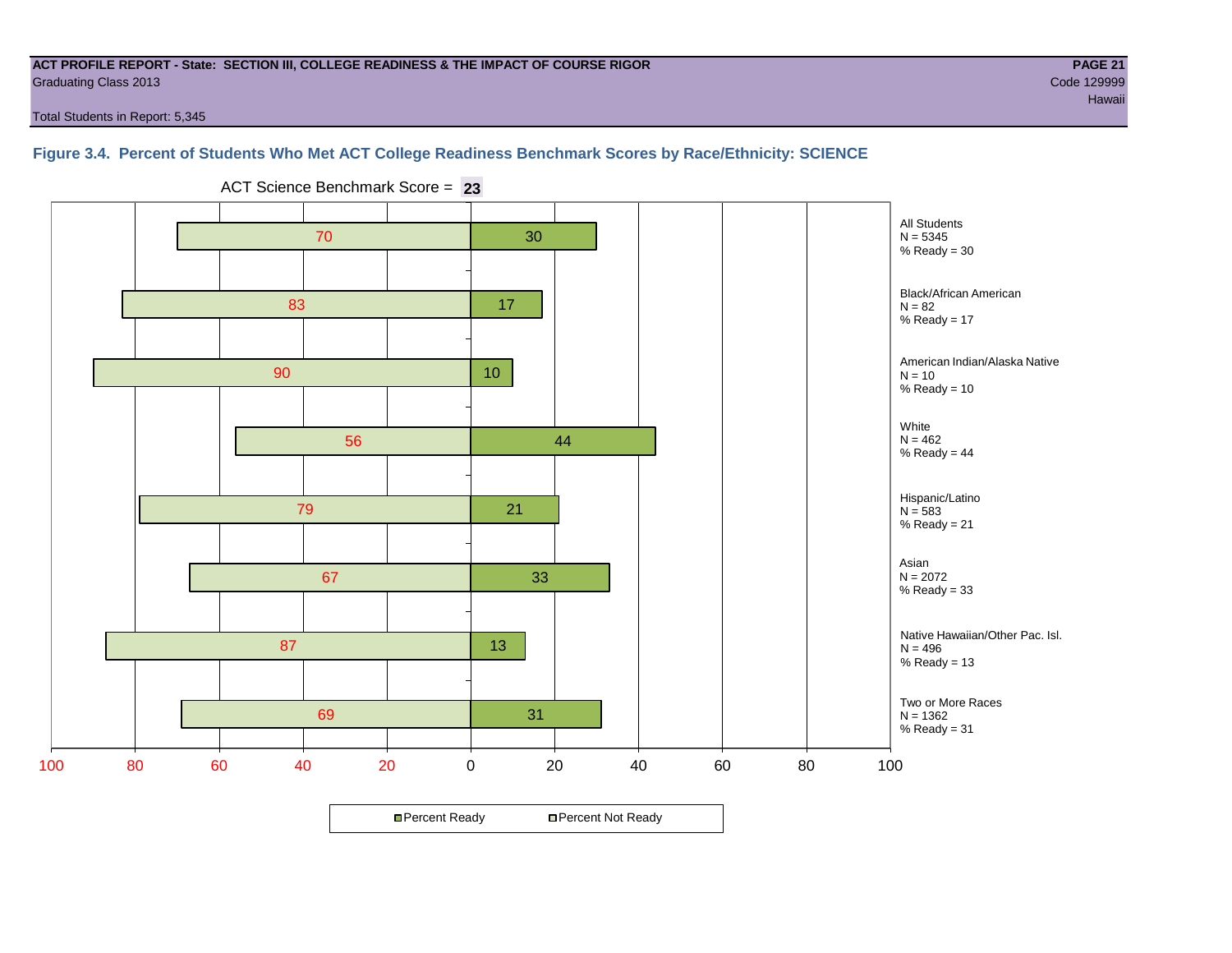**ACT PROFILE REPORT - State: SECTION III, COLLEGE READINESS & THE IMPACT OF COURSE RIGOR**
Graduating Class 2013

Code 129999
Hawaii

Total Students in Report: 5,345

### Figure 3.4. Percent of Students Who Met ACT College Readiness Benchmark Scores by Race/Ethnicity: SCIENCE

ACT Science Benchmark Score = **23**

| Group | N | Percent Not Ready | Percent Ready |
|---|---|---|---|
| All Students | 5345 | 70 | 30 |
| Black/African American | 82 | 83 | 17 |
| American Indian/Alaska Native | 10 | 90 | 10 |
| White | 462 | 56 | 44 |
| Hispanic/Latino | 583 | 79 | 21 |
| Asian | 2072 | 67 | 33 |
| Native Hawaiian/Other Pac. Isl. | 496 | 87 | 13 |
| Two or More Races | 1362 | 69 | 31 |

Percent Ready   Percent Not Ready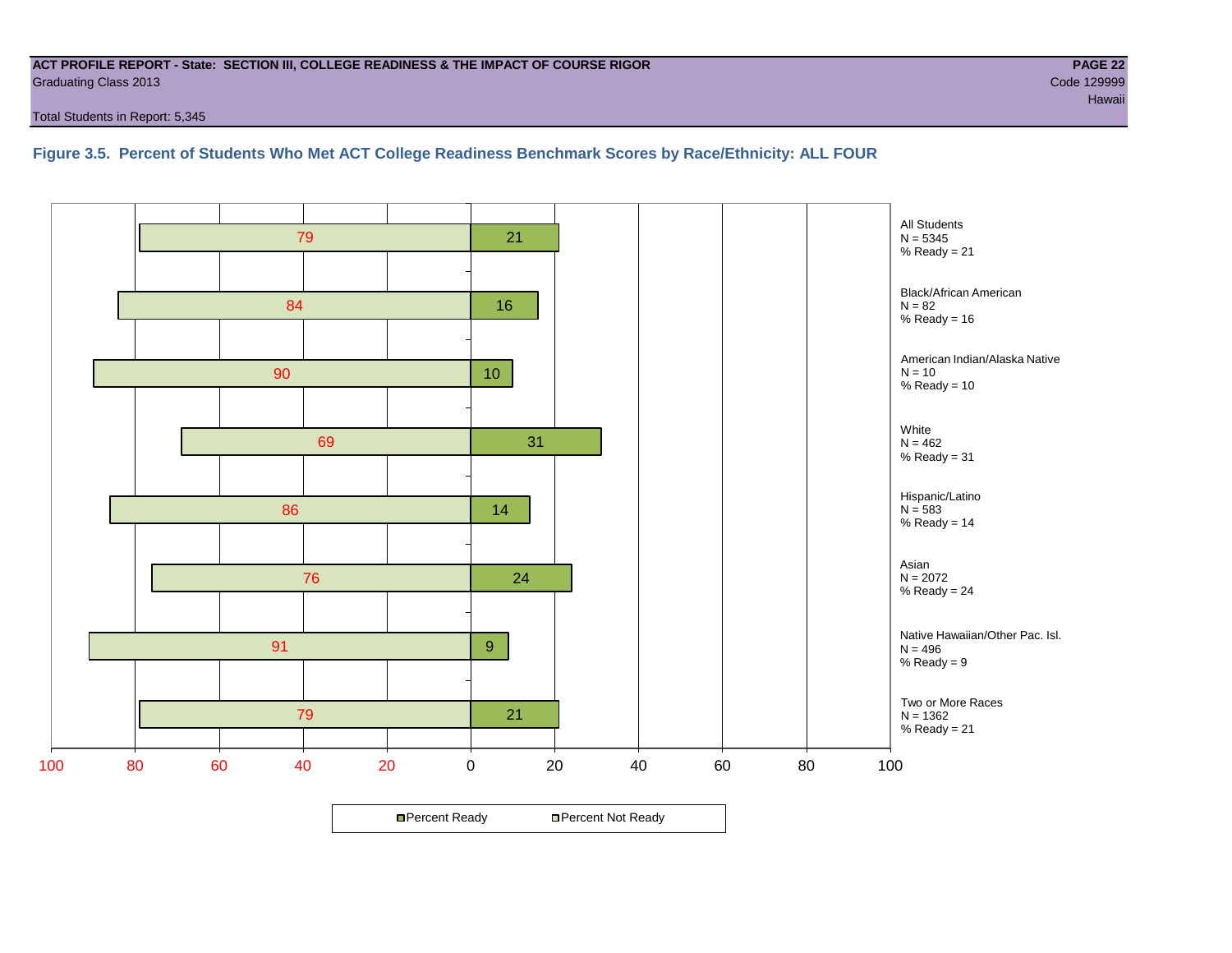**ACT PROFILE REPORT - State: SECTION III, COLLEGE READINESS & THE IMPACT OF COURSE RIGOR**
Graduating Class 2013
Code 129999
Hawaii

Total Students in Report: 5,345

### Figure 3.5. Percent of Students Who Met ACT College Readiness Benchmark Scores by Race/Ethnicity: ALL FOUR

| Group | N | Percent Not Ready | Percent Ready |
|---|---|---|---|
| All Students | 5345 | 79 | 21 |
| Black/African American | 82 | 84 | 16 |
| American Indian/Alaska Native | 10 | 90 | 10 |
| White | 462 | 69 | 31 |
| Hispanic/Latino | 583 | 86 | 14 |
| Asian | 2072 | 76 | 24 |
| Native Hawaiian/Other Pac. Isl. | 496 | 91 | 9 |
| Two or More Races | 1362 | 79 | 21 |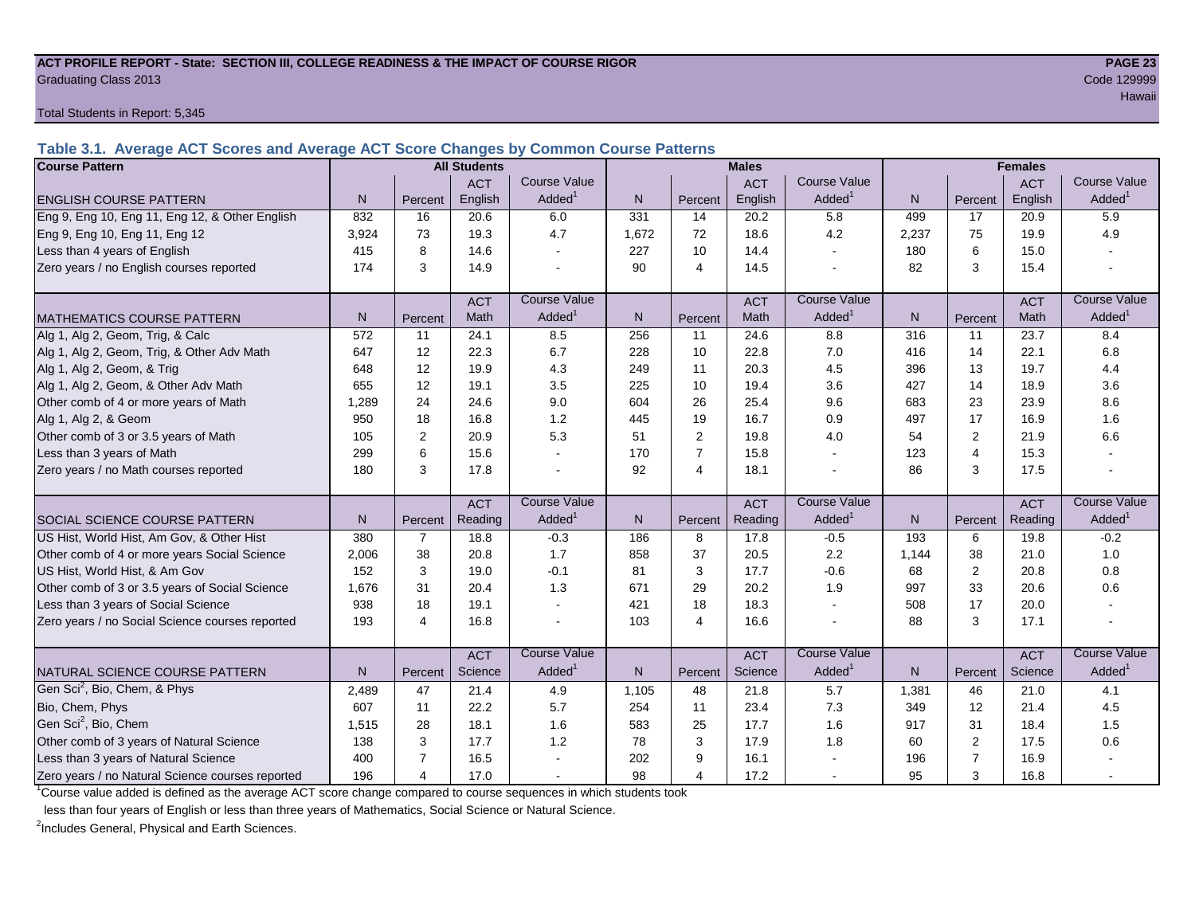ACT PROFILE REPORT - State: SECTION III, COLLEGE READINESS & THE IMPACT OF COURSE RIGOR
Graduating Class 2013
Code 129999
Hawaii

Total Students in Report: 5,345

### Table 3.1. Average ACT Scores and Average ACT Score Changes by Common Course Patterns

| Course Pattern | All Students | | | | Males | | | | Females | | | |
|---|---|---|---|---|---|---|---|---|---|---|---|---|
| ENGLISH COURSE PATTERN | N | Percent | ACT English | Course Value Added[1] | N | Percent | ACT English | Course Value Added[1] | N | Percent | ACT English | Course Value Added[1] |
| Eng 9, Eng 10, Eng 11, Eng 12, & Other English | 832 | 16 | 20.6 | 6.0 | 331 | 14 | 20.2 | 5.8 | 499 | 17 | 20.9 | 5.9 |
| Eng 9, Eng 10, Eng 11, Eng 12 | 3,924 | 73 | 19.3 | 4.7 | 1,672 | 72 | 18.6 | 4.2 | 2,237 | 75 | 19.9 | 4.9 |
| Less than 4 years of English | 415 | 8 | 14.6 | - | 227 | 10 | 14.4 | - | 180 | 6 | 15.0 | - |
| Zero years / no English courses reported | 174 | 3 | 14.9 | - | 90 | 4 | 14.5 | - | 82 | 3 | 15.4 | - |
| MATHEMATICS COURSE PATTERN | N | Percent | ACT Math | Course Value Added[1] | N | Percent | ACT Math | Course Value Added[1] | N | Percent | ACT Math | Course Value Added[1] |
| Alg 1, Alg 2, Geom, Trig, & Calc | 572 | 11 | 24.1 | 8.5 | 256 | 11 | 24.6 | 8.8 | 316 | 11 | 23.7 | 8.4 |
| Alg 1, Alg 2, Geom, Trig, & Other Adv Math | 647 | 12 | 22.3 | 6.7 | 228 | 10 | 22.8 | 7.0 | 416 | 14 | 22.1 | 6.8 |
| Alg 1, Alg 2, Geom, & Trig | 648 | 12 | 19.9 | 4.3 | 249 | 11 | 20.3 | 4.5 | 396 | 13 | 19.7 | 4.4 |
| Alg 1, Alg 2, Geom, & Other Adv Math | 655 | 12 | 19.1 | 3.5 | 225 | 10 | 19.4 | 3.6 | 427 | 14 | 18.9 | 3.6 |
| Other comb of 4 or more years of Math | 1,289 | 24 | 24.6 | 9.0 | 604 | 26 | 25.4 | 9.6 | 683 | 23 | 23.9 | 8.6 |
| Alg 1, Alg 2, & Geom | 950 | 18 | 16.8 | 1.2 | 445 | 19 | 16.7 | 0.9 | 497 | 17 | 16.9 | 1.6 |
| Other comb of 3 or 3.5 years of Math | 105 | 2 | 20.9 | 5.3 | 51 | 2 | 19.8 | 4.0 | 54 | 2 | 21.9 | 6.6 |
| Less than 3 years of Math | 299 | 6 | 15.6 | - | 170 | 7 | 15.8 | - | 123 | 4 | 15.3 | - |
| Zero years / no Math courses reported | 180 | 3 | 17.8 | - | 92 | 4 | 18.1 | - | 86 | 3 | 17.5 | - |
| SOCIAL SCIENCE COURSE PATTERN | N | Percent | ACT Reading | Course Value Added[1] | N | Percent | ACT Reading | Course Value Added[1] | N | Percent | ACT Reading | Course Value Added[1] |
| US Hist, World Hist, Am Gov, & Other Hist | 380 | 7 | 18.8 | -0.3 | 186 | 8 | 17.8 | -0.5 | 193 | 6 | 19.8 | -0.2 |
| Other comb of 4 or more years Social Science | 2,006 | 38 | 20.8 | 1.7 | 858 | 37 | 20.5 | 2.2 | 1,144 | 38 | 21.0 | 1.0 |
| US Hist, World Hist, & Am Gov | 152 | 3 | 19.0 | -0.1 | 81 | 3 | 17.7 | -0.6 | 68 | 2 | 20.8 | 0.8 |
| Other comb of 3 or 3.5 years of Social Science | 1,676 | 31 | 20.4 | 1.3 | 671 | 29 | 20.2 | 1.9 | 997 | 33 | 20.6 | 0.6 |
| Less than 3 years of Social Science | 938 | 18 | 19.1 | - | 421 | 18 | 18.3 | - | 508 | 17 | 20.0 | - |
| Zero years / no Social Science courses reported | 193 | 4 | 16.8 | - | 103 | 4 | 16.6 | - | 88 | 3 | 17.1 | - |
| NATURAL SCIENCE COURSE PATTERN | N | Percent | ACT Science | Course Value Added[1] | N | Percent | ACT Science | Course Value Added[1] | N | Percent | ACT Science | Course Value Added[1] |
| Gen Sci[2], Bio, Chem, & Phys | 2,489 | 47 | 21.4 | 4.9 | 1,105 | 48 | 21.8 | 5.7 | 1,381 | 46 | 21.0 | 4.1 |
| Bio, Chem, Phys | 607 | 11 | 22.2 | 5.7 | 254 | 11 | 23.4 | 7.3 | 349 | 12 | 21.4 | 4.5 |
| Gen Sci[2], Bio, Chem | 1,515 | 28 | 18.1 | 1.6 | 583 | 25 | 17.7 | 1.6 | 917 | 31 | 18.4 | 1.5 |
| Other comb of 3 years of Natural Science | 138 | 3 | 17.7 | 1.2 | 78 | 3 | 17.9 | 1.8 | 60 | 2 | 17.5 | 0.6 |
| Less than 3 years of Natural Science | 400 | 7 | 16.5 | - | 202 | 9 | 16.1 | - | 196 | 7 | 16.9 | - |
| Zero years / no Natural Science courses reported | 196 | 4 | 17.0 | - | 98 | 4 | 17.2 | - | 95 | 3 | 16.8 | - |

[1]Course value added is defined as the average ACT score change compared to course sequences in which students took less than four years of English or less than three years of Mathematics, Social Science or Natural Science.

[2]Includes General, Physical and Earth Sciences.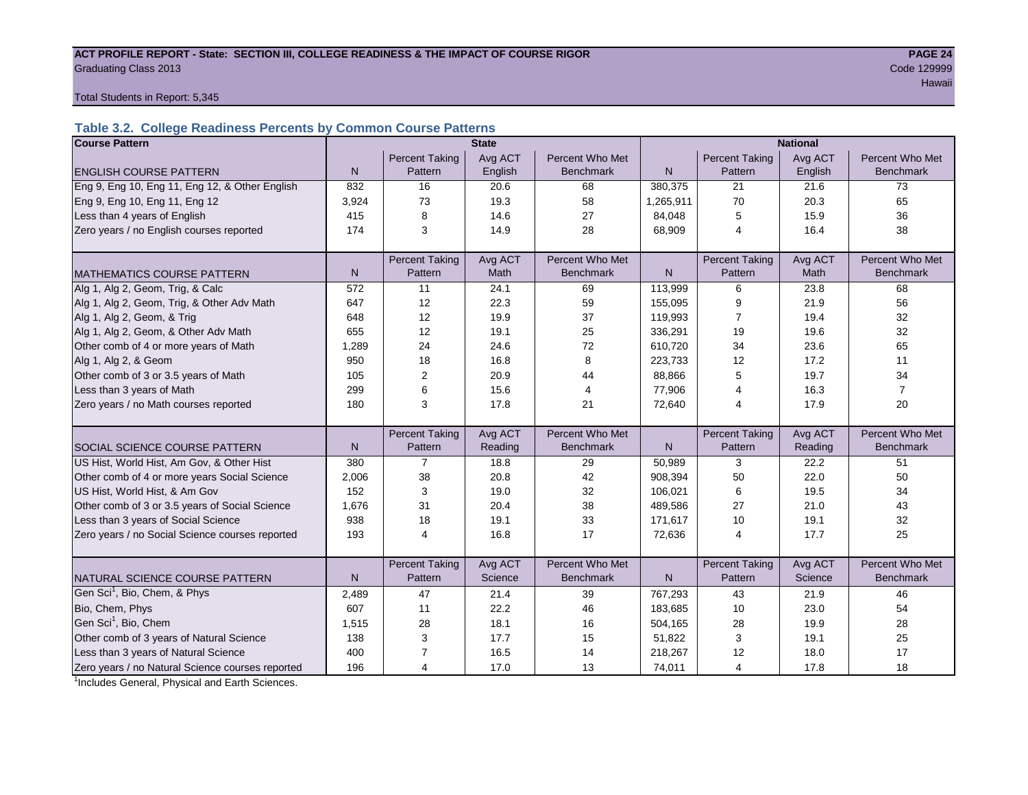**ACT PROFILE REPORT - State: SECTION III, COLLEGE READINESS & THE IMPACT OF COURSE RIGOR**

Graduating Class 2013

Code 129999

Hawaii

Total Students in Report: 5,345

### Table 3.2. College Readiness Percents by Common Course Patterns

| Course Pattern | State | | | | National | | | |
|---|---|---|---|---|---|---|---|---|
| ENGLISH COURSE PATTERN | N | Percent Taking Pattern | Avg ACT English | Percent Who Met Benchmark | N | Percent Taking Pattern | Avg ACT English | Percent Who Met Benchmark |
| Eng 9, Eng 10, Eng 11, Eng 12, & Other English | 832 | 16 | 20.6 | 68 | 380,375 | 21 | 21.6 | 73 |
| Eng 9, Eng 10, Eng 11, Eng 12 | 3,924 | 73 | 19.3 | 58 | 1,265,911 | 70 | 20.3 | 65 |
| Less than 4 years of English | 415 | 8 | 14.6 | 27 | 84,048 | 5 | 15.9 | 36 |
| Zero years / no English courses reported | 174 | 3 | 14.9 | 28 | 68,909 | 4 | 16.4 | 38 |
| MATHEMATICS COURSE PATTERN | N | Percent Taking Pattern | Avg ACT Math | Percent Who Met Benchmark | N | Percent Taking Pattern | Avg ACT Math | Percent Who Met Benchmark |
| Alg 1, Alg 2, Geom, Trig, & Calc | 572 | 11 | 24.1 | 69 | 113,999 | 6 | 23.8 | 68 |
| Alg 1, Alg 2, Geom, Trig, & Other Adv Math | 647 | 12 | 22.3 | 59 | 155,095 | 9 | 21.9 | 56 |
| Alg 1, Alg 2, Geom, & Trig | 648 | 12 | 19.9 | 37 | 119,993 | 7 | 19.4 | 32 |
| Alg 1, Alg 2, Geom, & Other Adv Math | 655 | 12 | 19.1 | 25 | 336,291 | 19 | 19.6 | 32 |
| Other comb of 4 or more years of Math | 1,289 | 24 | 24.6 | 72 | 610,720 | 34 | 23.6 | 65 |
| Alg 1, Alg 2, & Geom | 950 | 18 | 16.8 | 8 | 223,733 | 12 | 17.2 | 11 |
| Other comb of 3 or 3.5 years of Math | 105 | 2 | 20.9 | 44 | 88,866 | 5 | 19.7 | 34 |
| Less than 3 years of Math | 299 | 6 | 15.6 | 4 | 77,906 | 4 | 16.3 | 7 |
| Zero years / no Math courses reported | 180 | 3 | 17.8 | 21 | 72,640 | 4 | 17.9 | 20 |
| SOCIAL SCIENCE COURSE PATTERN | N | Percent Taking Pattern | Avg ACT Reading | Percent Who Met Benchmark | N | Percent Taking Pattern | Avg ACT Reading | Percent Who Met Benchmark |
| US Hist, World Hist, Am Gov, & Other Hist | 380 | 7 | 18.8 | 29 | 50,989 | 3 | 22.2 | 51 |
| Other comb of 4 or more years Social Science | 2,006 | 38 | 20.8 | 42 | 908,394 | 50 | 22.0 | 50 |
| US Hist, World Hist, & Am Gov | 152 | 3 | 19.0 | 32 | 106,021 | 6 | 19.5 | 34 |
| Other comb of 3 or 3.5 years of Social Science | 1,676 | 31 | 20.4 | 38 | 489,586 | 27 | 21.0 | 43 |
| Less than 3 years of Social Science | 938 | 18 | 19.1 | 33 | 171,617 | 10 | 19.1 | 32 |
| Zero years / no Social Science courses reported | 193 | 4 | 16.8 | 17 | 72,636 | 4 | 17.7 | 25 |
| NATURAL SCIENCE COURSE PATTERN | N | Percent Taking Pattern | Avg ACT Science | Percent Who Met Benchmark | N | Percent Taking Pattern | Avg ACT Science | Percent Who Met Benchmark |
| Gen Sci[1], Bio, Chem, & Phys | 2,489 | 47 | 21.4 | 39 | 767,293 | 43 | 21.9 | 46 |
| Bio, Chem, Phys | 607 | 11 | 22.2 | 46 | 183,685 | 10 | 23.0 | 54 |
| Gen Sci[1], Bio, Chem | 1,515 | 28 | 18.1 | 16 | 504,165 | 28 | 19.9 | 28 |
| Other comb of 3 years of Natural Science | 138 | 3 | 17.7 | 15 | 51,822 | 3 | 19.1 | 25 |
| Less than 3 years of Natural Science | 400 | 7 | 16.5 | 14 | 218,267 | 12 | 18.0 | 17 |
| Zero years / no Natural Science courses reported | 196 | 4 | 17.0 | 13 | 74,011 | 4 | 17.8 | 18 |

[1] Includes General, Physical and Earth Sciences.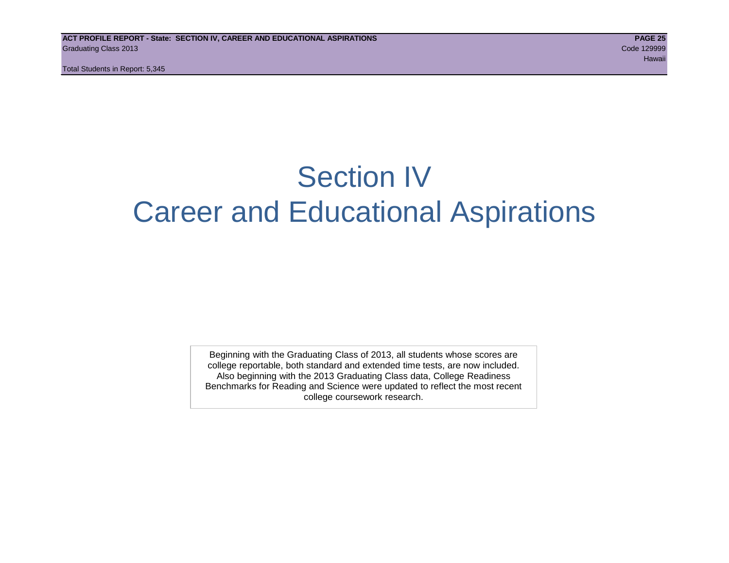# Section IV
# Career and Educational Aspirations

Beginning with the Graduating Class of 2013, all students whose scores are college reportable, both standard and extended time tests, are now included. Also beginning with the 2013 Graduating Class data, College Readiness Benchmarks for Reading and Science were updated to reflect the most recent college coursework research.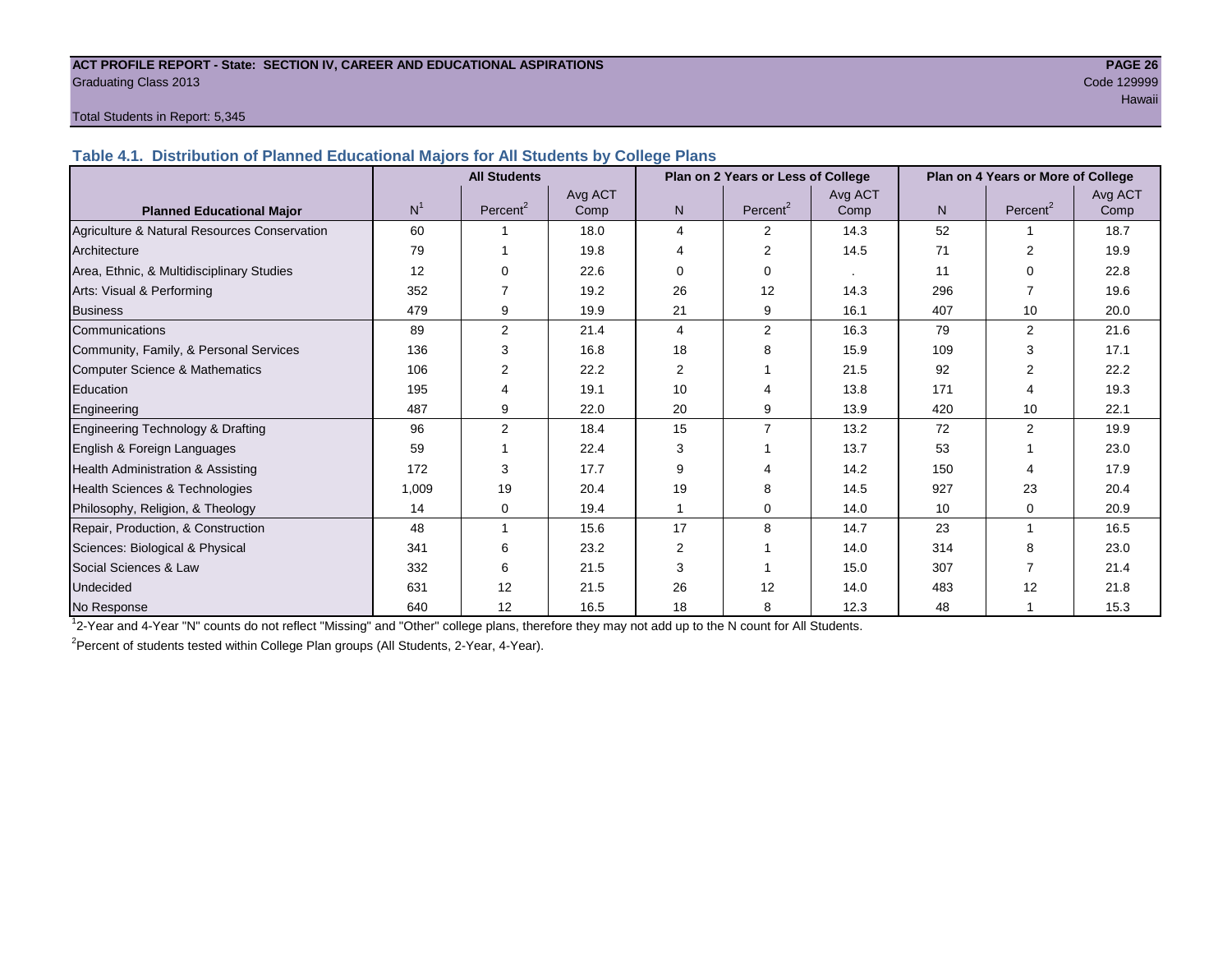**ACT PROFILE REPORT - State: SECTION IV, CAREER AND EDUCATIONAL ASPIRATIONS**

Graduating Class 2013

Code 129999

Hawaii

Total Students in Report: 5,345

## Table 4.1. Distribution of Planned Educational Majors for All Students by College Plans

| Planned Educational Major | All Students | | | Plan on 2 Years or Less of College | | | Plan on 4 Years or More of College | | |
|---|---|---|---|---|---|---|---|---|---|
| | N[1] | Percent[2] | Avg ACT Comp | N | Percent[2] | Avg ACT Comp | N | Percent[2] | Avg ACT Comp |
| Agriculture & Natural Resources Conservation | 60 | 1 | 18.0 | 4 | 2 | 14.3 | 52 | 1 | 18.7 |
| Architecture | 79 | 1 | 19.8 | 4 | 2 | 14.5 | 71 | 2 | 19.9 |
| Area, Ethnic, & Multidisciplinary Studies | 12 | 0 | 22.6 | 0 | 0 | . | 11 | 0 | 22.8 |
| Arts: Visual & Performing | 352 | 7 | 19.2 | 26 | 12 | 14.3 | 296 | 7 | 19.6 |
| Business | 479 | 9 | 19.9 | 21 | 9 | 16.1 | 407 | 10 | 20.0 |
| Communications | 89 | 2 | 21.4 | 4 | 2 | 16.3 | 79 | 2 | 21.6 |
| Community, Family, & Personal Services | 136 | 3 | 16.8 | 18 | 8 | 15.9 | 109 | 3 | 17.1 |
| Computer Science & Mathematics | 106 | 2 | 22.2 | 2 | 1 | 21.5 | 92 | 2 | 22.2 |
| Education | 195 | 4 | 19.1 | 10 | 4 | 13.8 | 171 | 4 | 19.3 |
| Engineering | 487 | 9 | 22.0 | 20 | 9 | 13.9 | 420 | 10 | 22.1 |
| Engineering Technology & Drafting | 96 | 2 | 18.4 | 15 | 7 | 13.2 | 72 | 2 | 19.9 |
| English & Foreign Languages | 59 | 1 | 22.4 | 3 | 1 | 13.7 | 53 | 1 | 23.0 |
| Health Administration & Assisting | 172 | 3 | 17.7 | 9 | 4 | 14.2 | 150 | 4 | 17.9 |
| Health Sciences & Technologies | 1,009 | 19 | 20.4 | 19 | 8 | 14.5 | 927 | 23 | 20.4 |
| Philosophy, Religion, & Theology | 14 | 0 | 19.4 | 1 | 0 | 14.0 | 10 | 0 | 20.9 |
| Repair, Production, & Construction | 48 | 1 | 15.6 | 17 | 8 | 14.7 | 23 | 1 | 16.5 |
| Sciences: Biological & Physical | 341 | 6 | 23.2 | 2 | 1 | 14.0 | 314 | 8 | 23.0 |
| Social Sciences & Law | 332 | 6 | 21.5 | 3 | 1 | 15.0 | 307 | 7 | 21.4 |
| Undecided | 631 | 12 | 21.5 | 26 | 12 | 14.0 | 483 | 12 | 21.8 |
| No Response | 640 | 12 | 16.5 | 18 | 8 | 12.3 | 48 | 1 | 15.3 |

[1] 2-Year and 4-Year "N" counts do not reflect "Missing" and "Other" college plans, therefore they may not add up to the N count for All Students.

[2] Percent of students tested within College Plan groups (All Students, 2-Year, 4-Year).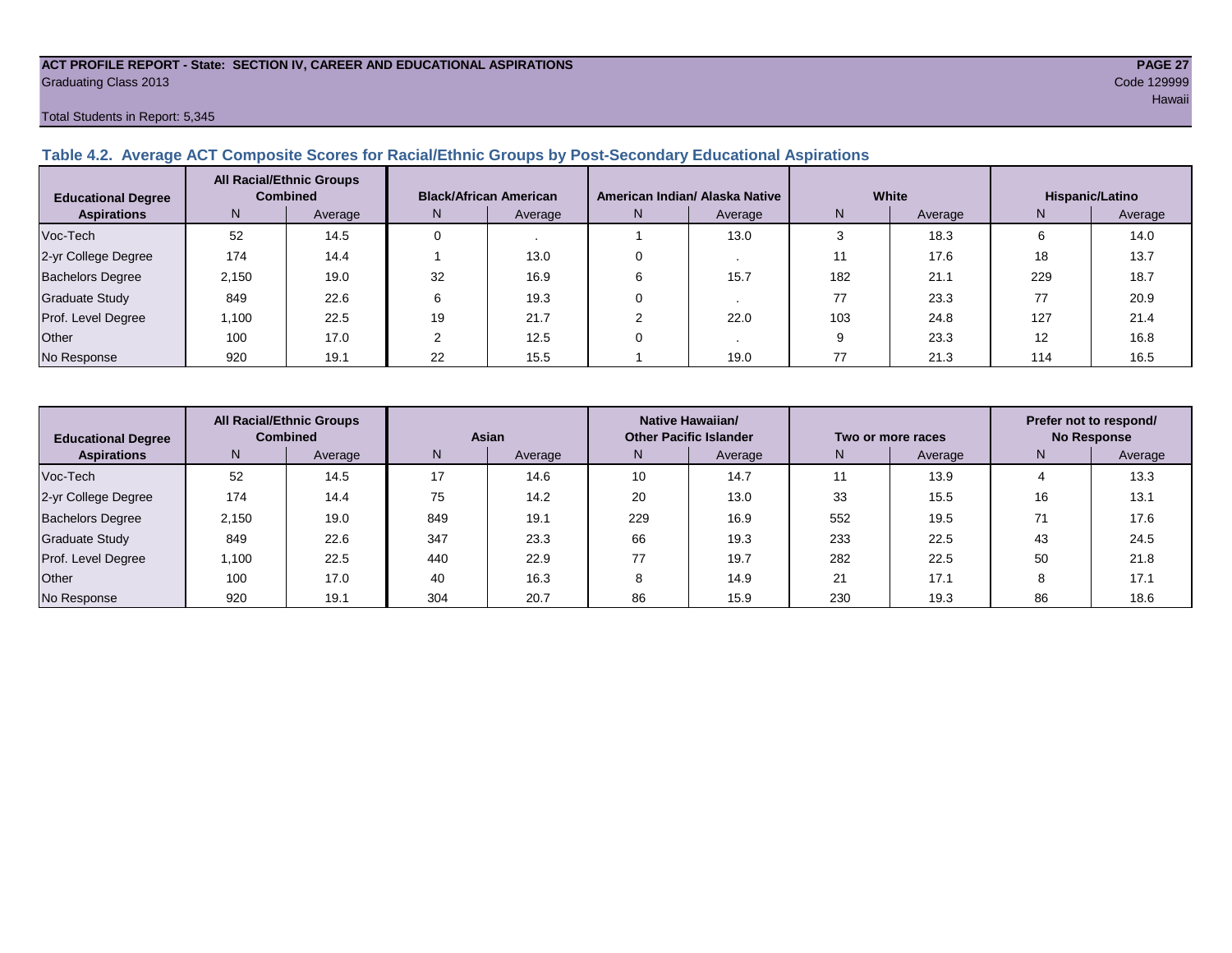ACT PROFILE REPORT - State: SECTION IV, CAREER AND EDUCATIONAL ASPIRATIONS
Graduating Class 2013
Code 129999
Hawaii

Total Students in Report: 5,345

### Table 4.2. Average ACT Composite Scores for Racial/Ethnic Groups by Post-Secondary Educational Aspirations

| Educational Degree Aspirations | All Racial/Ethnic Groups Combined | | Black/African American | | American Indian/ Alaska Native | | White | | Hispanic/Latino | |
|---|---|---|---|---|---|---|---|---|---|---|
| | N | Average | N | Average | N | Average | N | Average | N | Average |
| Voc-Tech | 52 | 14.5 | 0 | . | 1 | 13.0 | 3 | 18.3 | 6 | 14.0 |
| 2-yr College Degree | 174 | 14.4 | 1 | 13.0 | 0 | . | 11 | 17.6 | 18 | 13.7 |
| Bachelors Degree | 2,150 | 19.0 | 32 | 16.9 | 6 | 15.7 | 182 | 21.1 | 229 | 18.7 |
| Graduate Study | 849 | 22.6 | 6 | 19.3 | 0 | . | 77 | 23.3 | 77 | 20.9 |
| Prof. Level Degree | 1,100 | 22.5 | 19 | 21.7 | 2 | 22.0 | 103 | 24.8 | 127 | 21.4 |
| Other | 100 | 17.0 | 2 | 12.5 | 0 | . | 9 | 23.3 | 12 | 16.8 |
| No Response | 920 | 19.1 | 22 | 15.5 | 1 | 19.0 | 77 | 21.3 | 114 | 16.5 |

| Educational Degree Aspirations | All Racial/Ethnic Groups Combined | | Asian | | Native Hawaiian/ Other Pacific Islander | | Two or more races | | Prefer not to respond/ No Response | |
|---|---|---|---|---|---|---|---|---|---|---|
| | N | Average | N | Average | N | Average | N | Average | N | Average |
| Voc-Tech | 52 | 14.5 | 17 | 14.6 | 10 | 14.7 | 11 | 13.9 | 4 | 13.3 |
| 2-yr College Degree | 174 | 14.4 | 75 | 14.2 | 20 | 13.0 | 33 | 15.5 | 16 | 13.1 |
| Bachelors Degree | 2,150 | 19.0 | 849 | 19.1 | 229 | 16.9 | 552 | 19.5 | 71 | 17.6 |
| Graduate Study | 849 | 22.6 | 347 | 23.3 | 66 | 19.3 | 233 | 22.5 | 43 | 24.5 |
| Prof. Level Degree | 1,100 | 22.5 | 440 | 22.9 | 77 | 19.7 | 282 | 22.5 | 50 | 21.8 |
| Other | 100 | 17.0 | 40 | 16.3 | 8 | 14.9 | 21 | 17.1 | 8 | 17.1 |
| No Response | 920 | 19.1 | 304 | 20.7 | 86 | 15.9 | 230 | 19.3 | 86 | 18.6 |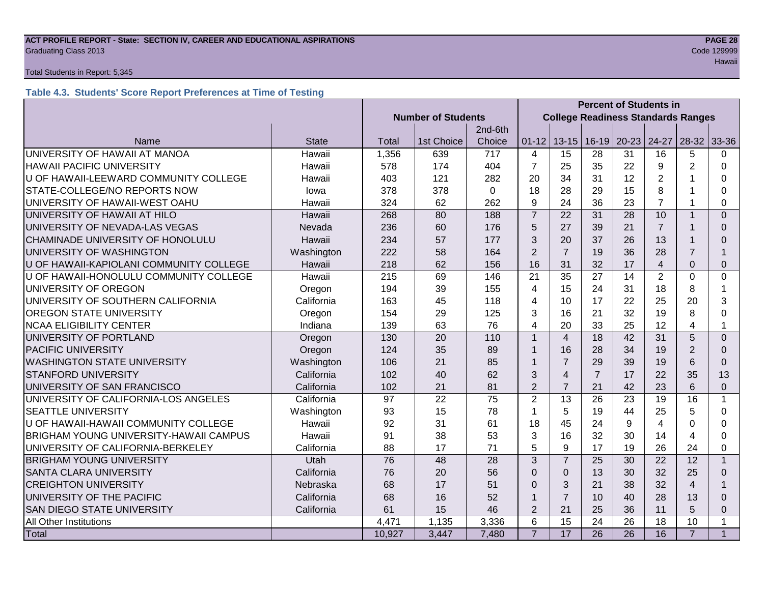**ACT PROFILE REPORT - State: SECTION IV, CAREER AND EDUCATIONAL ASPIRATIONS**
Graduating Class 2013
Code 129999
Hawaii

Total Students in Report: 5,345

### Table 4.3. Students' Score Report Preferences at Time of Testing

| | | Number of Students | | | Percent of Students in College Readiness Standards Ranges | | | | | | |
|---|---|---|---|---|---|---|---|---|---|---|---|
| Name | State | Total | 1st Choice | 2nd-6th Choice | 01-12 | 13-15 | 16-19 | 20-23 | 24-27 | 28-32 | 33-36 |
| UNIVERSITY OF HAWAII AT MANOA | Hawaii | 1,356 | 639 | 717 | 4 | 15 | 28 | 31 | 16 | 5 | 0 |
| HAWAII PACIFIC UNIVERSITY | Hawaii | 578 | 174 | 404 | 7 | 25 | 35 | 22 | 9 | 2 | 0 |
| U OF HAWAII-LEEWARD COMMUNITY COLLEGE | Hawaii | 403 | 121 | 282 | 20 | 34 | 31 | 12 | 2 | 1 | 0 |
| STATE-COLLEGE/NO REPORTS NOW | Iowa | 378 | 378 | 0 | 18 | 28 | 29 | 15 | 8 | 1 | 0 |
| UNIVERSITY OF HAWAII-WEST OAHU | Hawaii | 324 | 62 | 262 | 9 | 24 | 36 | 23 | 7 | 1 | 0 |
| UNIVERSITY OF HAWAII AT HILO | Hawaii | 268 | 80 | 188 | 7 | 22 | 31 | 28 | 10 | 1 | 0 |
| UNIVERSITY OF NEVADA-LAS VEGAS | Nevada | 236 | 60 | 176 | 5 | 27 | 39 | 21 | 7 | 1 | 0 |
| CHAMINADE UNIVERSITY OF HONOLULU | Hawaii | 234 | 57 | 177 | 3 | 20 | 37 | 26 | 13 | 1 | 0 |
| UNIVERSITY OF WASHINGTON | Washington | 222 | 58 | 164 | 2 | 7 | 19 | 36 | 28 | 7 | 1 |
| U OF HAWAII-KAPIOLANI COMMUNITY COLLEGE | Hawaii | 218 | 62 | 156 | 16 | 31 | 32 | 17 | 4 | 0 | 0 |
| U OF HAWAII-HONOLULU COMMUNITY COLLEGE | Hawaii | 215 | 69 | 146 | 21 | 35 | 27 | 14 | 2 | 0 | 0 |
| UNIVERSITY OF OREGON | Oregon | 194 | 39 | 155 | 4 | 15 | 24 | 31 | 18 | 8 | 1 |
| UNIVERSITY OF SOUTHERN CALIFORNIA | California | 163 | 45 | 118 | 4 | 10 | 17 | 22 | 25 | 20 | 3 |
| OREGON STATE UNIVERSITY | Oregon | 154 | 29 | 125 | 3 | 16 | 21 | 32 | 19 | 8 | 0 |
| NCAA ELIGIBILITY CENTER | Indiana | 139 | 63 | 76 | 4 | 20 | 33 | 25 | 12 | 4 | 1 |
| UNIVERSITY OF PORTLAND | Oregon | 130 | 20 | 110 | 1 | 4 | 18 | 42 | 31 | 5 | 0 |
| PACIFIC UNIVERSITY | Oregon | 124 | 35 | 89 | 1 | 16 | 28 | 34 | 19 | 2 | 0 |
| WASHINGTON STATE UNIVERSITY | Washington | 106 | 21 | 85 | 1 | 7 | 29 | 39 | 19 | 6 | 0 |
| STANFORD UNIVERSITY | California | 102 | 40 | 62 | 3 | 4 | 7 | 17 | 22 | 35 | 13 |
| UNIVERSITY OF SAN FRANCISCO | California | 102 | 21 | 81 | 2 | 7 | 21 | 42 | 23 | 6 | 0 |
| UNIVERSITY OF CALIFORNIA-LOS ANGELES | California | 97 | 22 | 75 | 2 | 13 | 26 | 23 | 19 | 16 | 1 |
| SEATTLE UNIVERSITY | Washington | 93 | 15 | 78 | 1 | 5 | 19 | 44 | 25 | 5 | 0 |
| U OF HAWAII-HAWAII COMMUNITY COLLEGE | Hawaii | 92 | 31 | 61 | 18 | 45 | 24 | 9 | 4 | 0 | 0 |
| BRIGHAM YOUNG UNIVERSITY-HAWAII CAMPUS | Hawaii | 91 | 38 | 53 | 3 | 16 | 32 | 30 | 14 | 4 | 0 |
| UNIVERSITY OF CALIFORNIA-BERKELEY | California | 88 | 17 | 71 | 5 | 9 | 17 | 19 | 26 | 24 | 0 |
| BRIGHAM YOUNG UNIVERSITY | Utah | 76 | 48 | 28 | 3 | 7 | 25 | 30 | 22 | 12 | 1 |
| SANTA CLARA UNIVERSITY | California | 76 | 20 | 56 | 0 | 0 | 13 | 30 | 32 | 25 | 0 |
| CREIGHTON UNIVERSITY | Nebraska | 68 | 17 | 51 | 0 | 3 | 21 | 38 | 32 | 4 | 1 |
| UNIVERSITY OF THE PACIFIC | California | 68 | 16 | 52 | 1 | 7 | 10 | 40 | 28 | 13 | 0 |
| SAN DIEGO STATE UNIVERSITY | California | 61 | 15 | 46 | 2 | 21 | 25 | 36 | 11 | 5 | 0 |
| All Other Institutions | | 4,471 | 1,135 | 3,336 | 6 | 15 | 24 | 26 | 18 | 10 | 1 |
| Total | | 10,927 | 3,447 | 7,480 | 7 | 17 | 26 | 26 | 16 | 7 | 1 |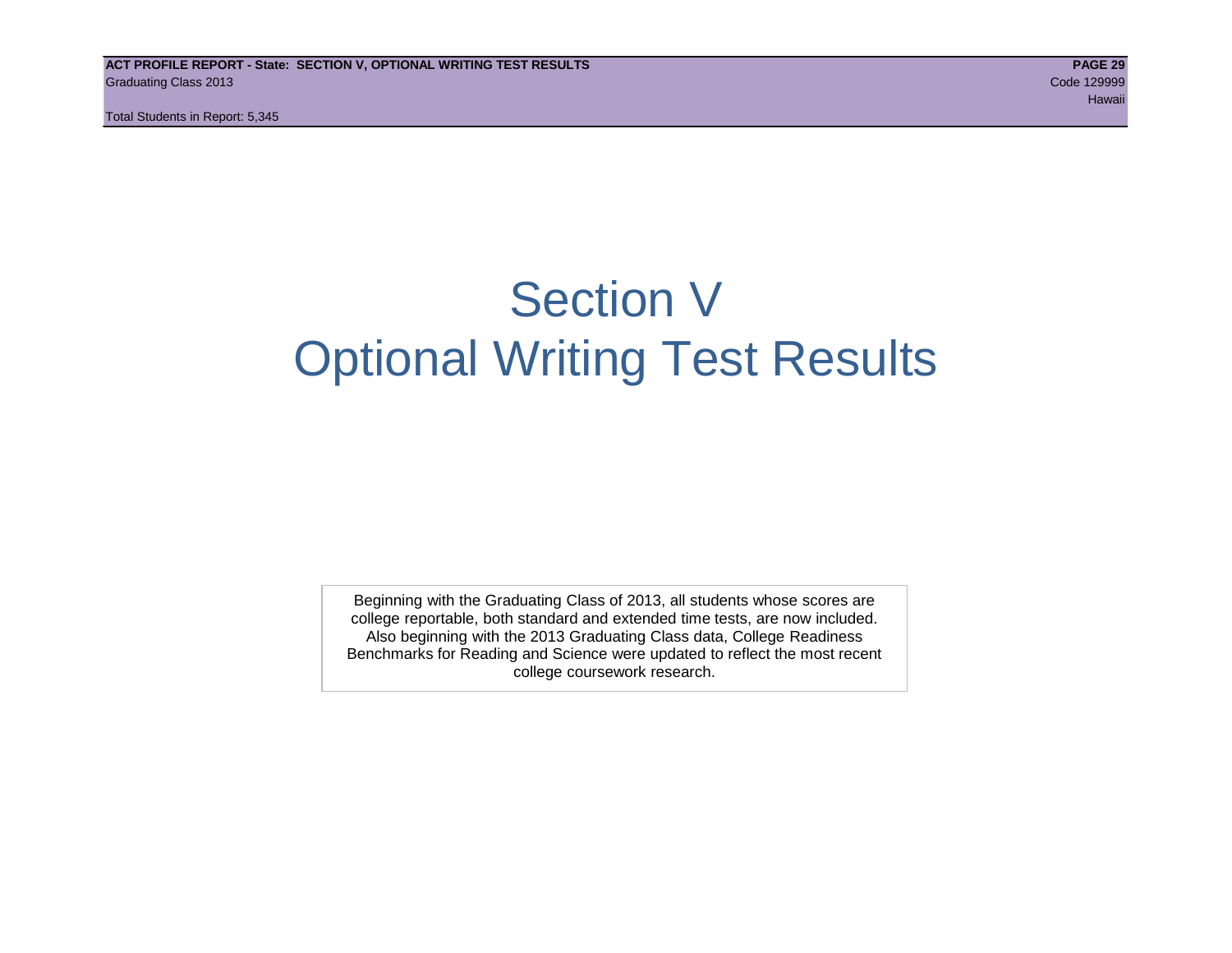# Section V
# Optional Writing Test Results

Beginning with the Graduating Class of 2013, all students whose scores are college reportable, both standard and extended time tests, are now included. Also beginning with the 2013 Graduating Class data, College Readiness Benchmarks for Reading and Science were updated to reflect the most recent college coursework research.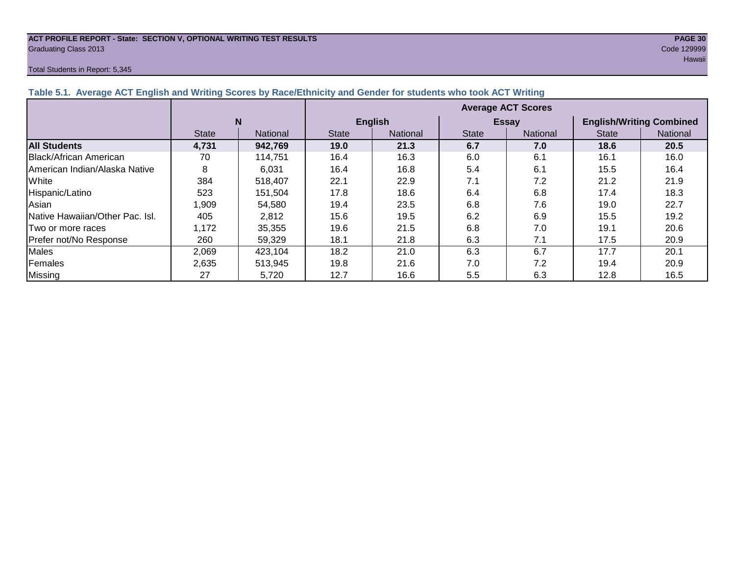**ACT PROFILE REPORT - State: SECTION V, OPTIONAL WRITING TEST RESULTS**
Graduating Class 2013
Code 129999
Hawaii

Total Students in Report: 5,345

### Table 5.1. Average ACT English and Writing Scores by Race/Ethnicity and Gender for students who took ACT Writing

| | N | | Average ACT Scores | | | | | |
|---|---|---|---|---|---|---|---|---|
| | | | English | | Essay | | English/Writing Combined | |
| | State | National | State | National | State | National | State | National |
| **All Students** | **4,731** | **942,769** | **19.0** | **21.3** | **6.7** | **7.0** | **18.6** | **20.5** |
| Black/African American | 70 | 114,751 | 16.4 | 16.3 | 6.0 | 6.1 | 16.1 | 16.0 |
| American Indian/Alaska Native | 8 | 6,031 | 16.4 | 16.8 | 5.4 | 6.1 | 15.5 | 16.4 |
| White | 384 | 518,407 | 22.1 | 22.9 | 7.1 | 7.2 | 21.2 | 21.9 |
| Hispanic/Latino | 523 | 151,504 | 17.8 | 18.6 | 6.4 | 6.8 | 17.4 | 18.3 |
| Asian | 1,909 | 54,580 | 19.4 | 23.5 | 6.8 | 7.6 | 19.0 | 22.7 |
| Native Hawaiian/Other Pac. Isl. | 405 | 2,812 | 15.6 | 19.5 | 6.2 | 6.9 | 15.5 | 19.2 |
| Two or more races | 1,172 | 35,355 | 19.6 | 21.5 | 6.8 | 7.0 | 19.1 | 20.6 |
| Prefer not/No Response | 260 | 59,329 | 18.1 | 21.8 | 6.3 | 7.1 | 17.5 | 20.9 |
| Males | 2,069 | 423,104 | 18.2 | 21.0 | 6.3 | 6.7 | 17.7 | 20.1 |
| Females | 2,635 | 513,945 | 19.8 | 21.6 | 7.0 | 7.2 | 19.4 | 20.9 |
| Missing | 27 | 5,720 | 12.7 | 16.6 | 5.5 | 6.3 | 12.8 | 16.5 |